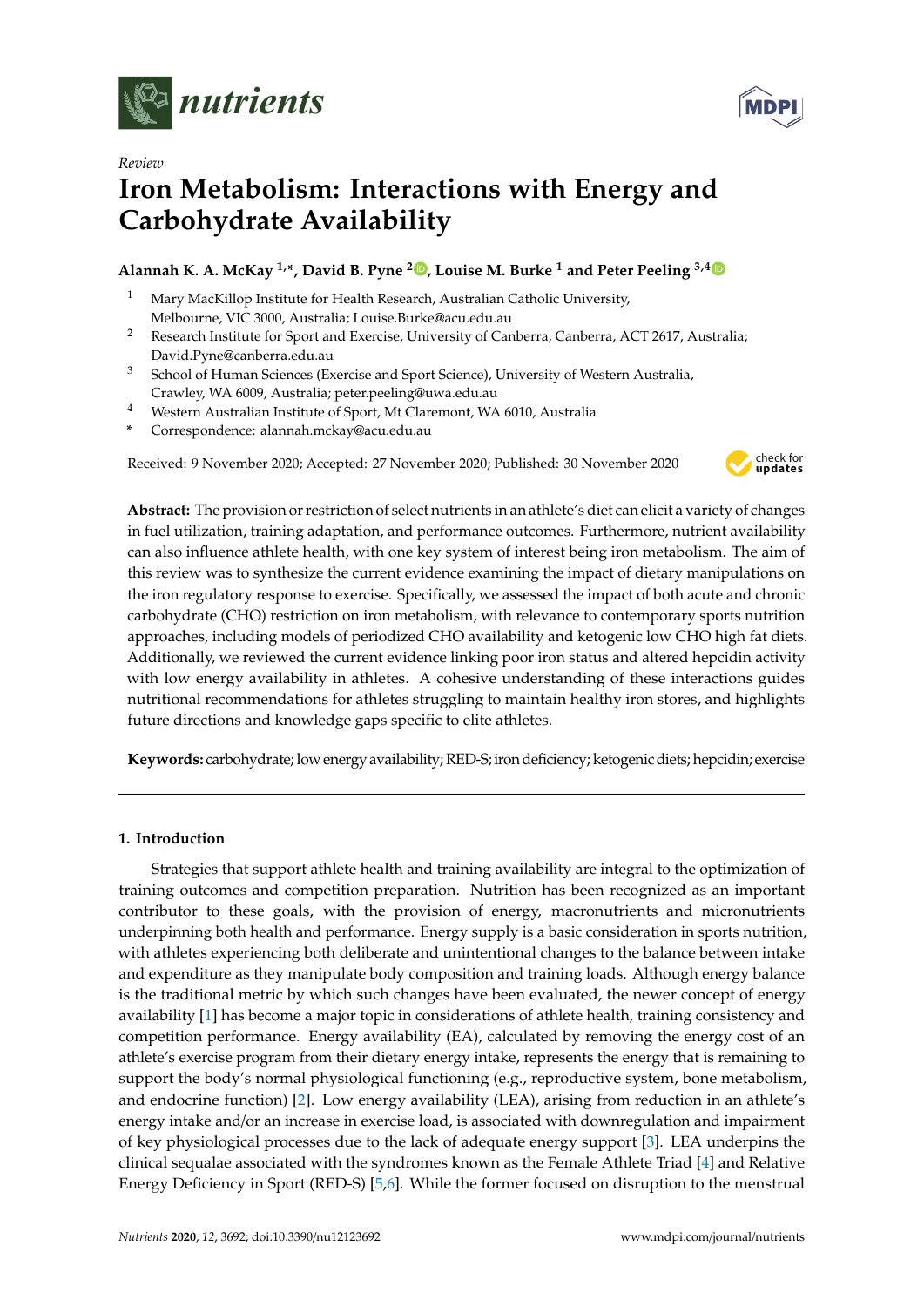*Review*

# Iron Metabolism: Interactions with Energy and Carbohydrate Availability

**Alannah K. A. McKay [1,*], David B. Pyne [2], Louise M. Burke [1] and Peter Peeling [3,4]**

[1] Mary MacKillop Institute for Health Research, Australian Catholic University, Melbourne, VIC 3000, Australia; Louise.Burke@acu.edu.au

[2] Research Institute for Sport and Exercise, University of Canberra, Canberra, ACT 2617, Australia; David.Pyne@canberra.edu.au

[3] School of Human Sciences (Exercise and Sport Science), University of Western Australia, Crawley, WA 6009, Australia; peter.peeling@uwa.edu.au

[4] Western Australian Institute of Sport, Mt Claremont, WA 6010, Australia

\* Correspondence: alannah.mckay@acu.edu.au

Received: 9 November 2020; Accepted: 27 November 2020; Published: 30 November 2020

**Abstract:** The provision or restriction of select nutrients in an athlete's diet can elicit a variety of changes in fuel utilization, training adaptation, and performance outcomes. Furthermore, nutrient availability can also influence athlete health, with one key system of interest being iron metabolism. The aim of this review was to synthesize the current evidence examining the impact of dietary manipulations on the iron regulatory response to exercise. Specifically, we assessed the impact of both acute and chronic carbohydrate (CHO) restriction on iron metabolism, with relevance to contemporary sports nutrition approaches, including models of periodized CHO availability and ketogenic low CHO high fat diets. Additionally, we reviewed the current evidence linking poor iron status and altered hepcidin activity with low energy availability in athletes. A cohesive understanding of these interactions guides nutritional recommendations for athletes struggling to maintain healthy iron stores, and highlights future directions and knowledge gaps specific to elite athletes.

**Keywords:** carbohydrate; low energy availability; RED-S; iron deficiency; ketogenic diets; hepcidin; exercise

## 1. Introduction

Strategies that support athlete health and training availability are integral to the optimization of training outcomes and competition preparation. Nutrition has been recognized as an important contributor to these goals, with the provision of energy, macronutrients and micronutrients underpinning both health and performance. Energy supply is a basic consideration in sports nutrition, with athletes experiencing both deliberate and unintentional changes to the balance between intake and expenditure as they manipulate body composition and training loads. Although energy balance is the traditional metric by which such changes have been evaluated, the newer concept of energy availability [1] has become a major topic in considerations of athlete health, training consistency and competition performance. Energy availability (EA), calculated by removing the energy cost of an athlete's exercise program from their dietary energy intake, represents the energy that is remaining to support the body's normal physiological functioning (e.g., reproductive system, bone metabolism, and endocrine function) [2]. Low energy availability (LEA), arising from reduction in an athlete's energy intake and/or an increase in exercise load, is associated with downregulation and impairment of key physiological processes due to the lack of adequate energy support [3]. LEA underpins the clinical sequalae associated with the syndromes known as the Female Athlete Triad [4] and Relative Energy Deficiency in Sport (RED-S) [5,6]. While the former focused on disruption to the menstrual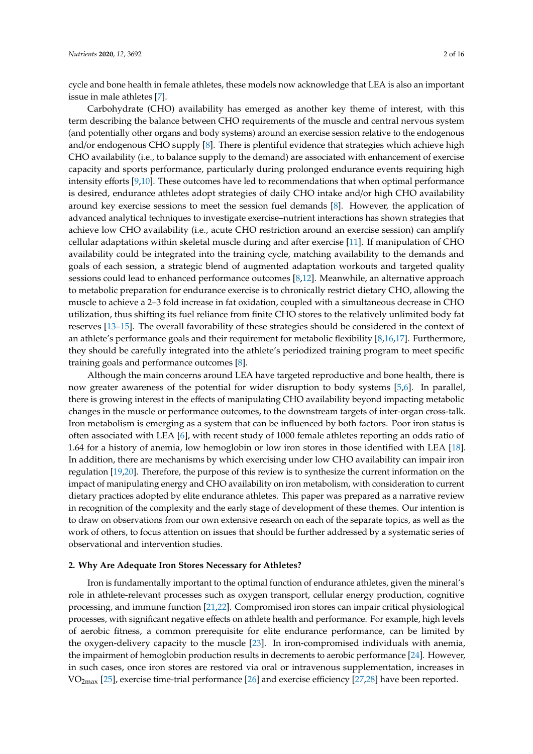cycle and bone health in female athletes, these models now acknowledge that LEA is also an important issue in male athletes [7].

Carbohydrate (CHO) availability has emerged as another key theme of interest, with this term describing the balance between CHO requirements of the muscle and central nervous system (and potentially other organs and body systems) around an exercise session relative to the endogenous and/or endogenous CHO supply [8]. There is plentiful evidence that strategies which achieve high CHO availability (i.e., to balance supply to the demand) are associated with enhancement of exercise capacity and sports performance, particularly during prolonged endurance events requiring high intensity efforts [9,10]. These outcomes have led to recommendations that when optimal performance is desired, endurance athletes adopt strategies of daily CHO intake and/or high CHO availability around key exercise sessions to meet the session fuel demands [8]. However, the application of advanced analytical techniques to investigate exercise–nutrient interactions has shown strategies that achieve low CHO availability (i.e., acute CHO restriction around an exercise session) can amplify cellular adaptations within skeletal muscle during and after exercise [11]. If manipulation of CHO availability could be integrated into the training cycle, matching availability to the demands and goals of each session, a strategic blend of augmented adaptation workouts and targeted quality sessions could lead to enhanced performance outcomes [8,12]. Meanwhile, an alternative approach to metabolic preparation for endurance exercise is to chronically restrict dietary CHO, allowing the muscle to achieve a 2–3 fold increase in fat oxidation, coupled with a simultaneous decrease in CHO utilization, thus shifting its fuel reliance from finite CHO stores to the relatively unlimited body fat reserves [13–15]. The overall favorability of these strategies should be considered in the context of an athlete's performance goals and their requirement for metabolic flexibility [8,16,17]. Furthermore, they should be carefully integrated into the athlete's periodized training program to meet specific training goals and performance outcomes [8].

Although the main concerns around LEA have targeted reproductive and bone health, there is now greater awareness of the potential for wider disruption to body systems [5,6]. In parallel, there is growing interest in the effects of manipulating CHO availability beyond impacting metabolic changes in the muscle or performance outcomes, to the downstream targets of inter-organ cross-talk. Iron metabolism is emerging as a system that can be influenced by both factors. Poor iron status is often associated with LEA [6], with recent study of 1000 female athletes reporting an odds ratio of 1.64 for a history of anemia, low hemoglobin or low iron stores in those identified with LEA [18]. In addition, there are mechanisms by which exercising under low CHO availability can impair iron regulation [19,20]. Therefore, the purpose of this review is to synthesize the current information on the impact of manipulating energy and CHO availability on iron metabolism, with consideration to current dietary practices adopted by elite endurance athletes. This paper was prepared as a narrative review in recognition of the complexity and the early stage of development of these themes. Our intention is to draw on observations from our own extensive research on each of the separate topics, as well as the work of others, to focus attention on issues that should be further addressed by a systematic series of observational and intervention studies.

## 2. Why Are Adequate Iron Stores Necessary for Athletes?

Iron is fundamentally important to the optimal function of endurance athletes, given the mineral's role in athlete-relevant processes such as oxygen transport, cellular energy production, cognitive processing, and immune function [21,22]. Compromised iron stores can impair critical physiological processes, with significant negative effects on athlete health and performance. For example, high levels of aerobic fitness, a common prerequisite for elite endurance performance, can be limited by the oxygen-delivery capacity to the muscle [23]. In iron-compromised individuals with anemia, the impairment of hemoglobin production results in decrements to aerobic performance [24]. However, in such cases, once iron stores are restored via oral or intravenous supplementation, increases in $VO_{2max}$ [25], exercise time-trial performance [26] and exercise efficiency [27,28] have been reported.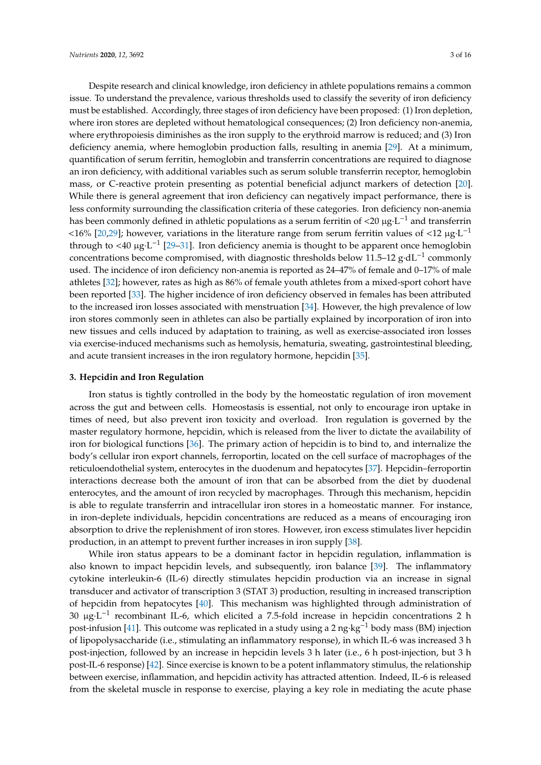Despite research and clinical knowledge, iron deficiency in athlete populations remains a common issue. To understand the prevalence, various thresholds used to classify the severity of iron deficiency must be established. Accordingly, three stages of iron deficiency have been proposed: (1) Iron depletion, where iron stores are depleted without hematological consequences; (2) Iron deficiency non-anemia, where erythropoiesis diminishes as the iron supply to the erythroid marrow is reduced; and (3) Iron deficiency anemia, where hemoglobin production falls, resulting in anemia [29]. At a minimum, quantification of serum ferritin, hemoglobin and transferrin concentrations are required to diagnose an iron deficiency, with additional variables such as serum soluble transferrin receptor, hemoglobin mass, or C-reactive protein presenting as potential beneficial adjunct markers of detection [20]. While there is general agreement that iron deficiency can negatively impact performance, there is less conformity surrounding the classification criteria of these categories. Iron deficiency non-anemia has been commonly defined in athletic populations as a serum ferritin of <20 $\mu g \cdot L^{-1}$ and transferrin <16% [20,29]; however, variations in the literature range from serum ferritin values of <12 $\mu g \cdot L^{-1}$ through to <40 $\mu g \cdot L^{-1}$ [29–31]. Iron deficiency anemia is thought to be apparent once hemoglobin concentrations become compromised, with diagnostic thresholds below 11.5–12 $g \cdot dL^{-1}$ commonly used. The incidence of iron deficiency non-anemia is reported as 24–47% of female and 0–17% of male athletes [32]; however, rates as high as 86% of female youth athletes from a mixed-sport cohort have been reported [33]. The higher incidence of iron deficiency observed in females has been attributed to the increased iron losses associated with menstruation [34]. However, the high prevalence of low iron stores commonly seen in athletes can also be partially explained by incorporation of iron into new tissues and cells induced by adaptation to training, as well as exercise-associated iron losses via exercise-induced mechanisms such as hemolysis, hematuria, sweating, gastrointestinal bleeding, and acute transient increases in the iron regulatory hormone, hepcidin [35].

## 3. Hepcidin and Iron Regulation

Iron status is tightly controlled in the body by the homeostatic regulation of iron movement across the gut and between cells. Homeostasis is essential, not only to encourage iron uptake in times of need, but also prevent iron toxicity and overload. Iron regulation is governed by the master regulatory hormone, hepcidin, which is released from the liver to dictate the availability of iron for biological functions [36]. The primary action of hepcidin is to bind to, and internalize the body's cellular iron export channels, ferroportin, located on the cell surface of macrophages of the reticuloendothelial system, enterocytes in the duodenum and hepatocytes [37]. Hepcidin–ferroportin interactions decrease both the amount of iron that can be absorbed from the diet by duodenal enterocytes, and the amount of iron recycled by macrophages. Through this mechanism, hepcidin is able to regulate transferrin and intracellular iron stores in a homeostatic manner. For instance, in iron-deplete individuals, hepcidin concentrations are reduced as a means of encouraging iron absorption to drive the replenishment of iron stores. However, iron excess stimulates liver hepcidin production, in an attempt to prevent further increases in iron supply [38].

While iron status appears to be a dominant factor in hepcidin regulation, inflammation is also known to impact hepcidin levels, and subsequently, iron balance [39]. The inflammatory cytokine interleukin-6 (IL-6) directly stimulates hepcidin production via an increase in signal transducer and activator of transcription 3 (STAT 3) production, resulting in increased transcription of hepcidin from hepatocytes [40]. This mechanism was highlighted through administration of 30 $\mu g \cdot L^{-1}$ recombinant IL-6, which elicited a 7.5-fold increase in hepcidin concentrations 2 h post-infusion [41]. This outcome was replicated in a study using a 2 $ng \cdot kg^{-1}$ body mass (BM) injection of lipopolysaccharide (i.e., stimulating an inflammatory response), in which IL-6 was increased 3 h post-injection, followed by an increase in hepcidin levels 3 h later (i.e., 6 h post-injection, but 3 h post-IL-6 response) [42]. Since exercise is known to be a potent inflammatory stimulus, the relationship between exercise, inflammation, and hepcidin activity has attracted attention. Indeed, IL-6 is released from the skeletal muscle in response to exercise, playing a key role in mediating the acute phase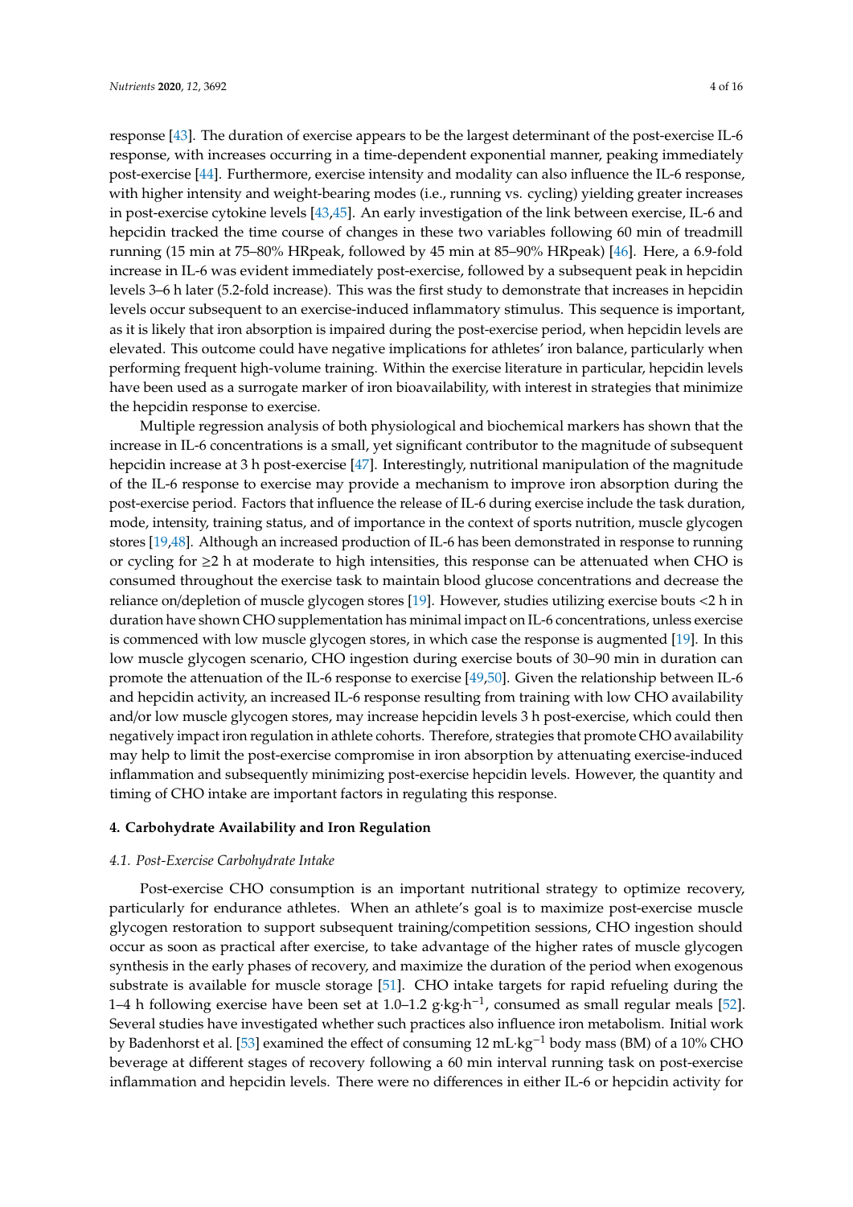response [43]. The duration of exercise appears to be the largest determinant of the post-exercise IL-6 response, with increases occurring in a time-dependent exponential manner, peaking immediately post-exercise [44]. Furthermore, exercise intensity and modality can also influence the IL-6 response, with higher intensity and weight-bearing modes (i.e., running vs. cycling) yielding greater increases in post-exercise cytokine levels [43,45]. An early investigation of the link between exercise, IL-6 and hepcidin tracked the time course of changes in these two variables following 60 min of treadmill running (15 min at 75–80% HRpeak, followed by 45 min at 85–90% HRpeak) [46]. Here, a 6.9-fold increase in IL-6 was evident immediately post-exercise, followed by a subsequent peak in hepcidin levels 3–6 h later (5.2-fold increase). This was the first study to demonstrate that increases in hepcidin levels occur subsequent to an exercise-induced inflammatory stimulus. This sequence is important, as it is likely that iron absorption is impaired during the post-exercise period, when hepcidin levels are elevated. This outcome could have negative implications for athletes' iron balance, particularly when performing frequent high-volume training. Within the exercise literature in particular, hepcidin levels have been used as a surrogate marker of iron bioavailability, with interest in strategies that minimize the hepcidin response to exercise.

Multiple regression analysis of both physiological and biochemical markers has shown that the increase in IL-6 concentrations is a small, yet significant contributor to the magnitude of subsequent hepcidin increase at 3 h post-exercise [47]. Interestingly, nutritional manipulation of the magnitude of the IL-6 response to exercise may provide a mechanism to improve iron absorption during the post-exercise period. Factors that influence the release of IL-6 during exercise include the task duration, mode, intensity, training status, and of importance in the context of sports nutrition, muscle glycogen stores [19,48]. Although an increased production of IL-6 has been demonstrated in response to running or cycling for ≥2 h at moderate to high intensities, this response can be attenuated when CHO is consumed throughout the exercise task to maintain blood glucose concentrations and decrease the reliance on/depletion of muscle glycogen stores [19]. However, studies utilizing exercise bouts <2 h in duration have shown CHO supplementation has minimal impact on IL-6 concentrations, unless exercise is commenced with low muscle glycogen stores, in which case the response is augmented [19]. In this low muscle glycogen scenario, CHO ingestion during exercise bouts of 30–90 min in duration can promote the attenuation of the IL-6 response to exercise [49,50]. Given the relationship between IL-6 and hepcidin activity, an increased IL-6 response resulting from training with low CHO availability and/or low muscle glycogen stores, may increase hepcidin levels 3 h post-exercise, which could then negatively impact iron regulation in athlete cohorts. Therefore, strategies that promote CHO availability may help to limit the post-exercise compromise in iron absorption by attenuating exercise-induced inflammation and subsequently minimizing post-exercise hepcidin levels. However, the quantity and timing of CHO intake are important factors in regulating this response.

## 4. Carbohydrate Availability and Iron Regulation

### *4.1. Post-Exercise Carbohydrate Intake*

Post-exercise CHO consumption is an important nutritional strategy to optimize recovery, particularly for endurance athletes. When an athlete's goal is to maximize post-exercise muscle glycogen restoration to support subsequent training/competition sessions, CHO ingestion should occur as soon as practical after exercise, to take advantage of the higher rates of muscle glycogen synthesis in the early phases of recovery, and maximize the duration of the period when exogenous substrate is available for muscle storage [51]. CHO intake targets for rapid refueling during the 1–4 h following exercise have been set at 1.0–1.2 $g{\cdot}kg{\cdot}h^{-1}$, consumed as small regular meals [52]. Several studies have investigated whether such practices also influence iron metabolism. Initial work by Badenhorst et al. [53] examined the effect of consuming 12 $mL{\cdot}kg^{-1}$ body mass (BM) of a 10% CHO beverage at different stages of recovery following a 60 min interval running task on post-exercise inflammation and hepcidin levels. There were no differences in either IL-6 or hepcidin activity for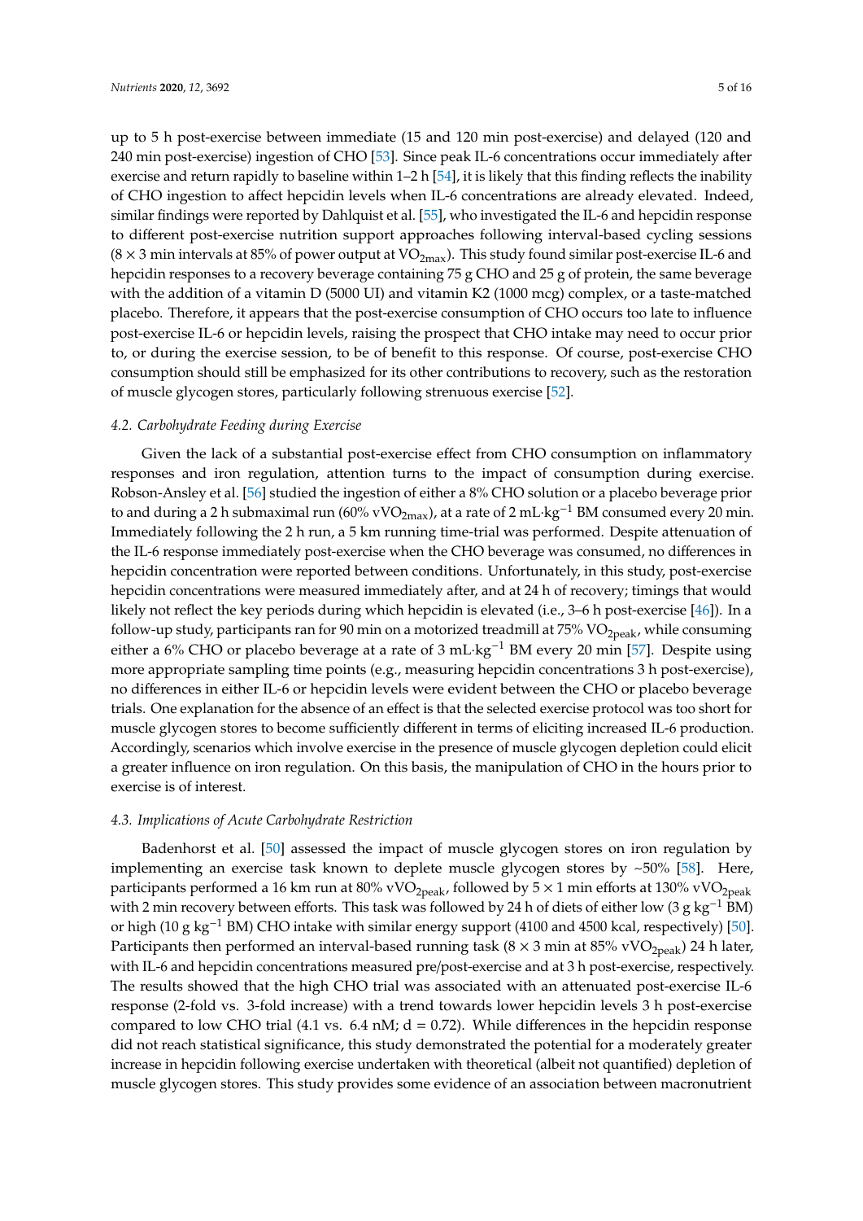up to 5 h post-exercise between immediate (15 and 120 min post-exercise) and delayed (120 and 240 min post-exercise) ingestion of CHO [53]. Since peak IL-6 concentrations occur immediately after exercise and return rapidly to baseline within 1–2 h [54], it is likely that this finding reflects the inability of CHO ingestion to affect hepcidin levels when IL-6 concentrations are already elevated. Indeed, similar findings were reported by Dahlquist et al. [55], who investigated the IL-6 and hepcidin response to different post-exercise nutrition support approaches following interval-based cycling sessions (8 × 3 min intervals at 85% of power output at $VO_{2max}$). This study found similar post-exercise IL-6 and hepcidin responses to a recovery beverage containing 75 g CHO and 25 g of protein, the same beverage with the addition of a vitamin D (5000 UI) and vitamin K2 (1000 mcg) complex, or a taste-matched placebo. Therefore, it appears that the post-exercise consumption of CHO occurs too late to influence post-exercise IL-6 or hepcidin levels, raising the prospect that CHO intake may need to occur prior to, or during the exercise session, to be of benefit to this response. Of course, post-exercise CHO consumption should still be emphasized for its other contributions to recovery, such as the restoration of muscle glycogen stores, particularly following strenuous exercise [52].

### *4.2. Carbohydrate Feeding during Exercise*

Given the lack of a substantial post-exercise effect from CHO consumption on inflammatory responses and iron regulation, attention turns to the impact of consumption during exercise. Robson-Ansley et al. [56] studied the ingestion of either a 8% CHO solution or a placebo beverage prior to and during a 2 h submaximal run (60% $vVO_{2max}$), at a rate of 2 mL·kg$^{-1}$ BM consumed every 20 min. Immediately following the 2 h run, a 5 km running time-trial was performed. Despite attenuation of the IL-6 response immediately post-exercise when the CHO beverage was consumed, no differences in hepcidin concentration were reported between conditions. Unfortunately, in this study, post-exercise hepcidin concentrations were measured immediately after, and at 24 h of recovery; timings that would likely not reflect the key periods during which hepcidin is elevated (i.e., 3–6 h post-exercise [46]). In a follow-up study, participants ran for 90 min on a motorized treadmill at 75% $VO_{2peak}$, while consuming either a 6% CHO or placebo beverage at a rate of 3 mL·kg$^{-1}$ BM every 20 min [57]. Despite using more appropriate sampling time points (e.g., measuring hepcidin concentrations 3 h post-exercise), no differences in either IL-6 or hepcidin levels were evident between the CHO or placebo beverage trials. One explanation for the absence of an effect is that the selected exercise protocol was too short for muscle glycogen stores to become sufficiently different in terms of eliciting increased IL-6 production. Accordingly, scenarios which involve exercise in the presence of muscle glycogen depletion could elicit a greater influence on iron regulation. On this basis, the manipulation of CHO in the hours prior to exercise is of interest.

### *4.3. Implications of Acute Carbohydrate Restriction*

Badenhorst et al. [50] assessed the impact of muscle glycogen stores on iron regulation by implementing an exercise task known to deplete muscle glycogen stores by ~50% [58]. Here, participants performed a 16 km run at 80% $vVO_{2peak}$, followed by 5 × 1 min efforts at 130% $vVO_{2peak}$ with 2 min recovery between efforts. This task was followed by 24 h of diets of either low (3 g kg$^{-1}$ BM) or high (10 g kg$^{-1}$ BM) CHO intake with similar energy support (4100 and 4500 kcal, respectively) [50]. Participants then performed an interval-based running task (8 × 3 min at 85% $vVO_{2peak}$) 24 h later, with IL-6 and hepcidin concentrations measured pre/post-exercise and at 3 h post-exercise, respectively. The results showed that the high CHO trial was associated with an attenuated post-exercise IL-6 response (2-fold vs. 3-fold increase) with a trend towards lower hepcidin levels 3 h post-exercise compared to low CHO trial (4.1 vs. 6.4 nM; d = 0.72). While differences in the hepcidin response did not reach statistical significance, this study demonstrated the potential for a moderately greater increase in hepcidin following exercise undertaken with theoretical (albeit not quantified) depletion of muscle glycogen stores. This study provides some evidence of an association between macronutrient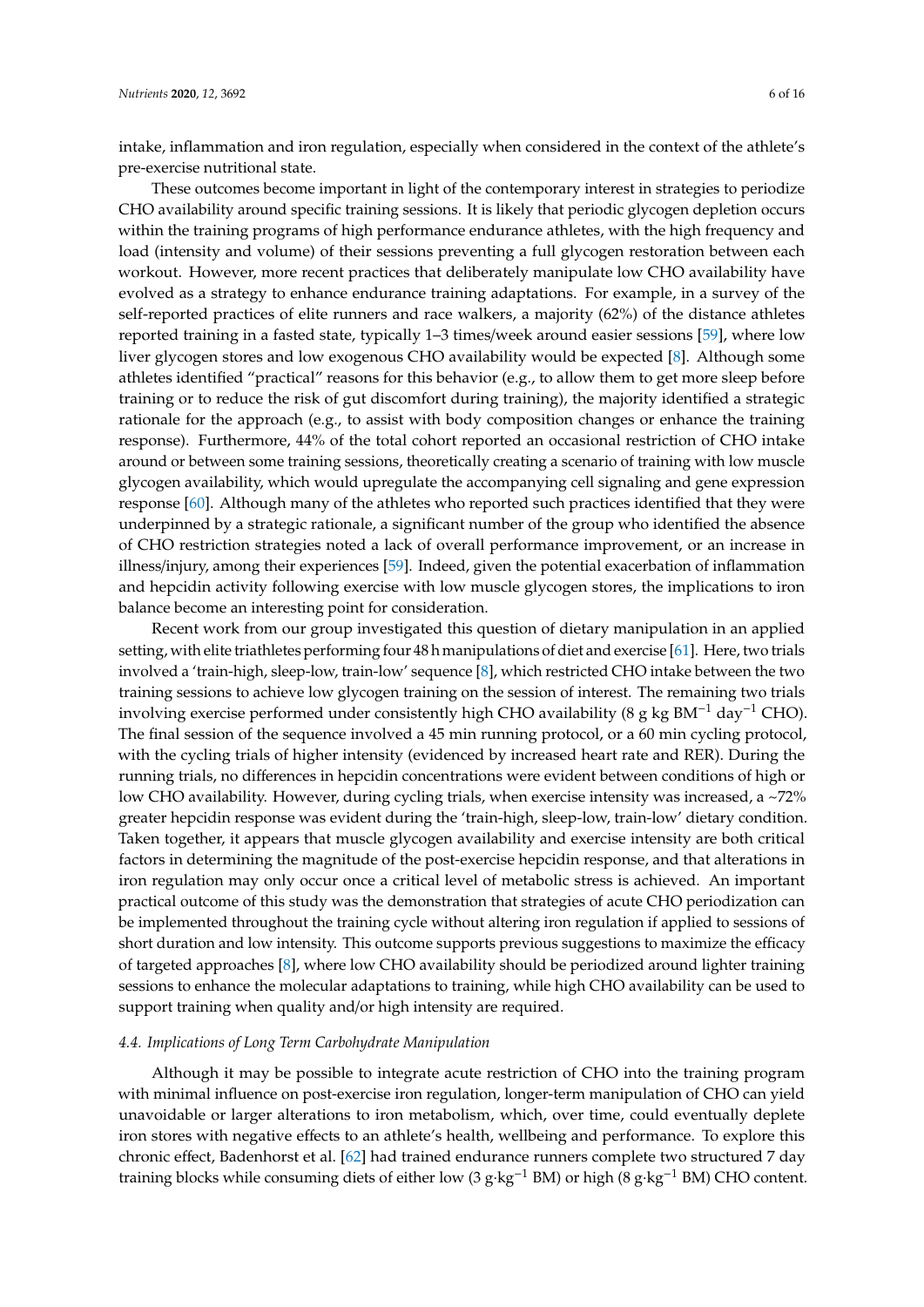intake, inflammation and iron regulation, especially when considered in the context of the athlete's pre-exercise nutritional state.

These outcomes become important in light of the contemporary interest in strategies to periodize CHO availability around specific training sessions. It is likely that periodic glycogen depletion occurs within the training programs of high performance endurance athletes, with the high frequency and load (intensity and volume) of their sessions preventing a full glycogen restoration between each workout. However, more recent practices that deliberately manipulate low CHO availability have evolved as a strategy to enhance endurance training adaptations. For example, in a survey of the self-reported practices of elite runners and race walkers, a majority (62%) of the distance athletes reported training in a fasted state, typically 1–3 times/week around easier sessions [59], where low liver glycogen stores and low exogenous CHO availability would be expected [8]. Although some athletes identified "practical" reasons for this behavior (e.g., to allow them to get more sleep before training or to reduce the risk of gut discomfort during training), the majority identified a strategic rationale for the approach (e.g., to assist with body composition changes or enhance the training response). Furthermore, 44% of the total cohort reported an occasional restriction of CHO intake around or between some training sessions, theoretically creating a scenario of training with low muscle glycogen availability, which would upregulate the accompanying cell signaling and gene expression response [60]. Although many of the athletes who reported such practices identified that they were underpinned by a strategic rationale, a significant number of the group who identified the absence of CHO restriction strategies noted a lack of overall performance improvement, or an increase in illness/injury, among their experiences [59]. Indeed, given the potential exacerbation of inflammation and hepcidin activity following exercise with low muscle glycogen stores, the implications to iron balance become an interesting point for consideration.

Recent work from our group investigated this question of dietary manipulation in an applied setting, with elite triathletes performing four 48 h manipulations of diet and exercise [61]. Here, two trials involved a 'train-high, sleep-low, train-low' sequence [8], which restricted CHO intake between the two training sessions to achieve low glycogen training on the session of interest. The remaining two trials involving exercise performed under consistently high CHO availability (8 g kg $BM^{-1}$ $day^{-1}$ CHO). The final session of the sequence involved a 45 min running protocol, or a 60 min cycling protocol, with the cycling trials of higher intensity (evidenced by increased heart rate and RER). During the running trials, no differences in hepcidin concentrations were evident between conditions of high or low CHO availability. However, during cycling trials, when exercise intensity was increased, a ~72% greater hepcidin response was evident during the 'train-high, sleep-low, train-low' dietary condition. Taken together, it appears that muscle glycogen availability and exercise intensity are both critical factors in determining the magnitude of the post-exercise hepcidin response, and that alterations in iron regulation may only occur once a critical level of metabolic stress is achieved. An important practical outcome of this study was the demonstration that strategies of acute CHO periodization can be implemented throughout the training cycle without altering iron regulation if applied to sessions of short duration and low intensity. This outcome supports previous suggestions to maximize the efficacy of targeted approaches [8], where low CHO availability should be periodized around lighter training sessions to enhance the molecular adaptations to training, while high CHO availability can be used to support training when quality and/or high intensity are required.

### *4.4. Implications of Long Term Carbohydrate Manipulation*

Although it may be possible to integrate acute restriction of CHO into the training program with minimal influence on post-exercise iron regulation, longer-term manipulation of CHO can yield unavoidable or larger alterations to iron metabolism, which, over time, could eventually deplete iron stores with negative effects to an athlete's health, wellbeing and performance. To explore this chronic effect, Badenhorst et al. [62] had trained endurance runners complete two structured 7 day training blocks while consuming diets of either low (3 $g{\cdot}kg^{-1}$ BM) or high (8 $g{\cdot}kg^{-1}$ BM) CHO content.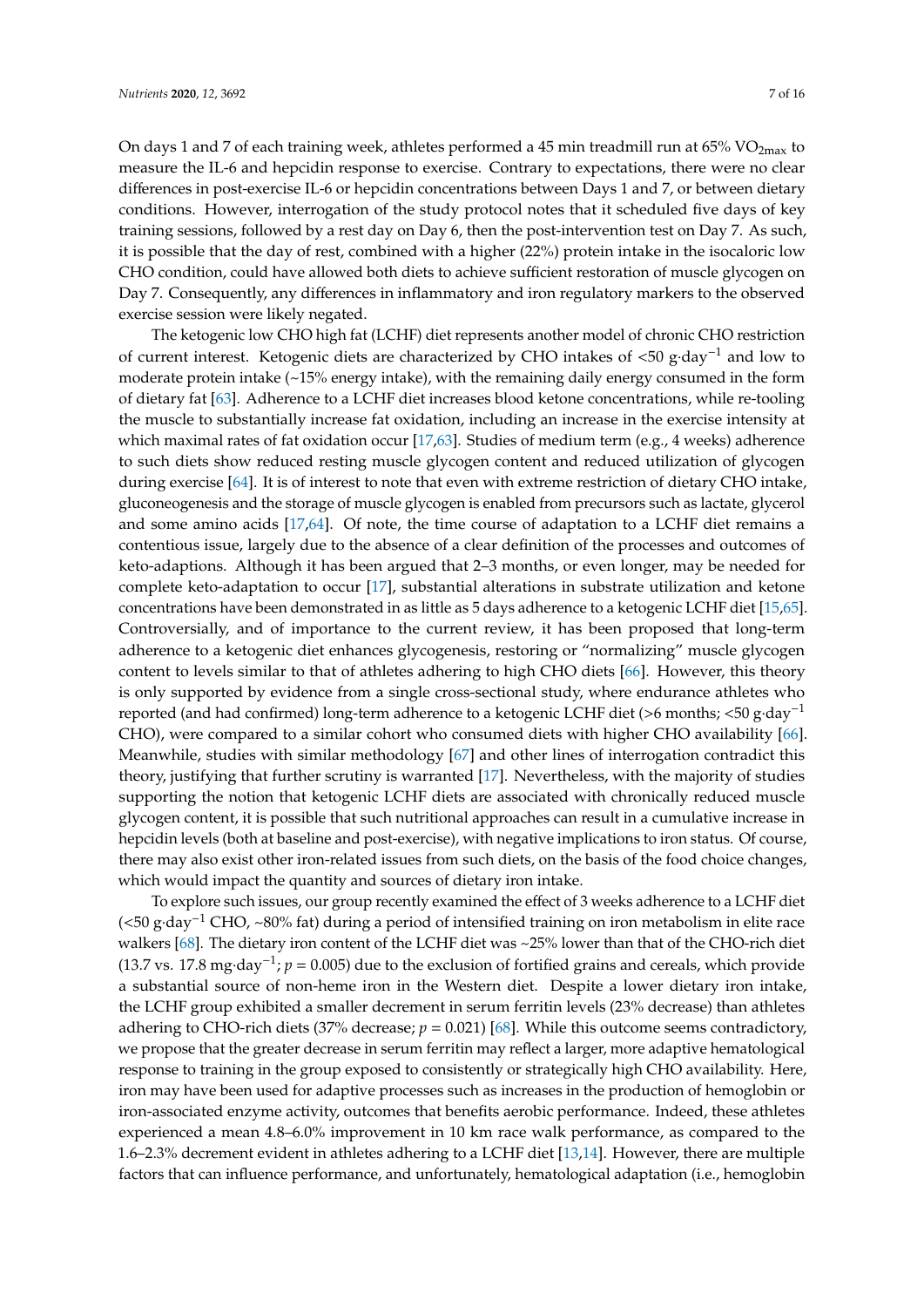On days 1 and 7 of each training week, athletes performed a 45 min treadmill run at 65% $VO_{2max}$ to measure the IL-6 and hepcidin response to exercise. Contrary to expectations, there were no clear differences in post-exercise IL-6 or hepcidin concentrations between Days 1 and 7, or between dietary conditions. However, interrogation of the study protocol notes that it scheduled five days of key training sessions, followed by a rest day on Day 6, then the post-intervention test on Day 7. As such, it is possible that the day of rest, combined with a higher (22%) protein intake in the isocaloric low CHO condition, could have allowed both diets to achieve sufficient restoration of muscle glycogen on Day 7. Consequently, any differences in inflammatory and iron regulatory markers to the observed exercise session were likely negated.

The ketogenic low CHO high fat (LCHF) diet represents another model of chronic CHO restriction of current interest. Ketogenic diets are characterized by CHO intakes of <50 $g \cdot day^{-1}$ and low to moderate protein intake (~15% energy intake), with the remaining daily energy consumed in the form of dietary fat [63]. Adherence to a LCHF diet increases blood ketone concentrations, while re-tooling the muscle to substantially increase fat oxidation, including an increase in the exercise intensity at which maximal rates of fat oxidation occur [17,63]. Studies of medium term (e.g., 4 weeks) adherence to such diets show reduced resting muscle glycogen content and reduced utilization of glycogen during exercise [64]. It is of interest to note that even with extreme restriction of dietary CHO intake, gluconeogenesis and the storage of muscle glycogen is enabled from precursors such as lactate, glycerol and some amino acids [17,64]. Of note, the time course of adaptation to a LCHF diet remains a contentious issue, largely due to the absence of a clear definition of the processes and outcomes of keto-adaptions. Although it has been argued that 2–3 months, or even longer, may be needed for complete keto-adaptation to occur [17], substantial alterations in substrate utilization and ketone concentrations have been demonstrated in as little as 5 days adherence to a ketogenic LCHF diet [15,65]. Controversially, and of importance to the current review, it has been proposed that long-term adherence to a ketogenic diet enhances glycogenesis, restoring or "normalizing" muscle glycogen content to levels similar to that of athletes adhering to high CHO diets [66]. However, this theory is only supported by evidence from a single cross-sectional study, where endurance athletes who reported (and had confirmed) long-term adherence to a ketogenic LCHF diet (>6 months; <50 $g \cdot day^{-1}$ CHO), were compared to a similar cohort who consumed diets with higher CHO availability [66]. Meanwhile, studies with similar methodology [67] and other lines of interrogation contradict this theory, justifying that further scrutiny is warranted [17]. Nevertheless, with the majority of studies supporting the notion that ketogenic LCHF diets are associated with chronically reduced muscle glycogen content, it is possible that such nutritional approaches can result in a cumulative increase in hepcidin levels (both at baseline and post-exercise), with negative implications to iron status. Of course, there may also exist other iron-related issues from such diets, on the basis of the food choice changes, which would impact the quantity and sources of dietary iron intake.

To explore such issues, our group recently examined the effect of 3 weeks adherence to a LCHF diet (<50 $g \cdot day^{-1}$ CHO, ~80% fat) during a period of intensified training on iron metabolism in elite race walkers [68]. The dietary iron content of the LCHF diet was ~25% lower than that of the CHO-rich diet (13.7 vs. 17.8 $mg \cdot day^{-1}$; $p = 0.005$) due to the exclusion of fortified grains and cereals, which provide a substantial source of non-heme iron in the Western diet. Despite a lower dietary iron intake, the LCHF group exhibited a smaller decrement in serum ferritin levels (23% decrease) than athletes adhering to CHO-rich diets (37% decrease; $p = 0.021$) [68]. While this outcome seems contradictory, we propose that the greater decrease in serum ferritin may reflect a larger, more adaptive hematological response to training in the group exposed to consistently or strategically high CHO availability. Here, iron may have been used for adaptive processes such as increases in the production of hemoglobin or iron-associated enzyme activity, outcomes that benefits aerobic performance. Indeed, these athletes experienced a mean 4.8–6.0% improvement in 10 km race walk performance, as compared to the 1.6–2.3% decrement evident in athletes adhering to a LCHF diet [13,14]. However, there are multiple factors that can influence performance, and unfortunately, hematological adaptation (i.e., hemoglobin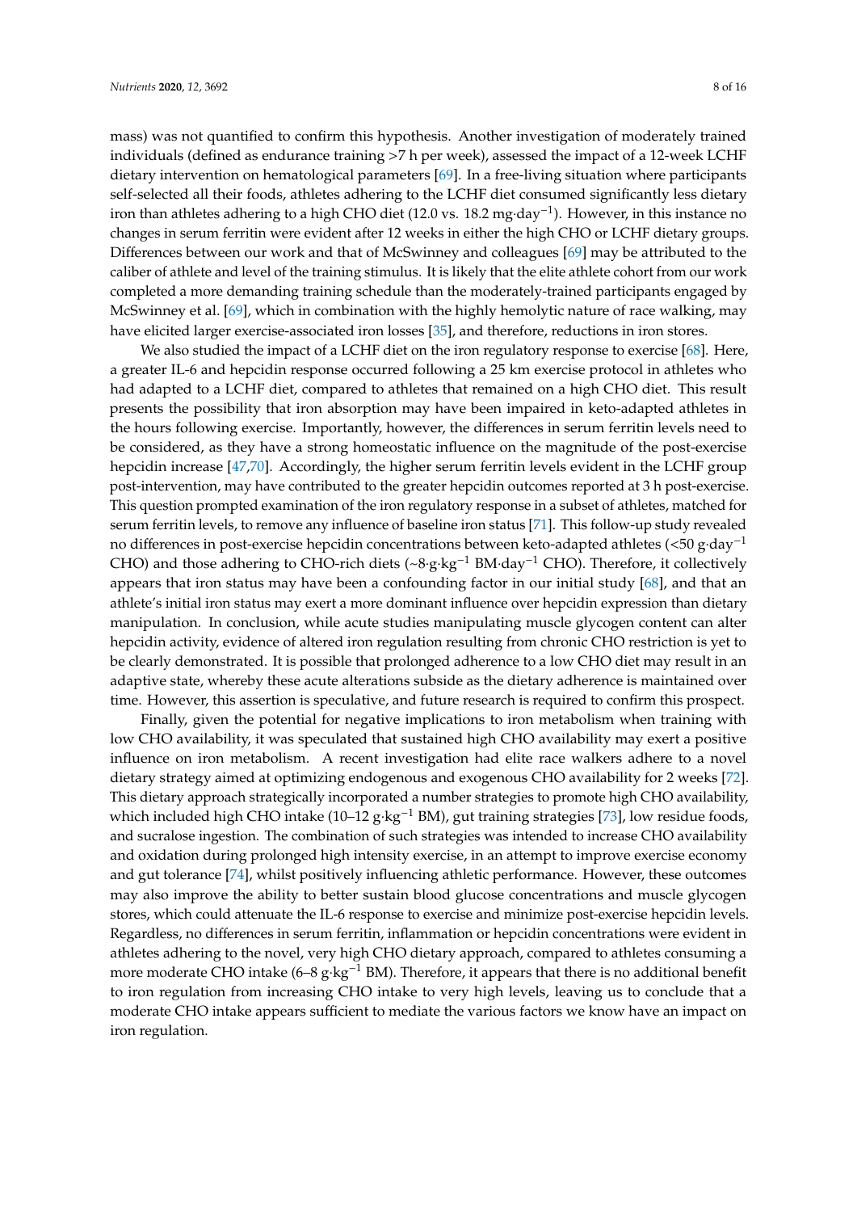mass) was not quantified to confirm this hypothesis. Another investigation of moderately trained individuals (defined as endurance training >7 h per week), assessed the impact of a 12-week LCHF dietary intervention on hematological parameters [69]. In a free-living situation where participants self-selected all their foods, athletes adhering to the LCHF diet consumed significantly less dietary iron than athletes adhering to a high CHO diet (12.0 vs. 18.2 mg·day$^{-1}$). However, in this instance no changes in serum ferritin were evident after 12 weeks in either the high CHO or LCHF dietary groups. Differences between our work and that of McSwinney and colleagues [69] may be attributed to the caliber of athlete and level of the training stimulus. It is likely that the elite athlete cohort from our work completed a more demanding training schedule than the moderately-trained participants engaged by McSwinney et al. [69], which in combination with the highly hemolytic nature of race walking, may have elicited larger exercise-associated iron losses [35], and therefore, reductions in iron stores.

We also studied the impact of a LCHF diet on the iron regulatory response to exercise [68]. Here, a greater IL-6 and hepcidin response occurred following a 25 km exercise protocol in athletes who had adapted to a LCHF diet, compared to athletes that remained on a high CHO diet. This result presents the possibility that iron absorption may have been impaired in keto-adapted athletes in the hours following exercise. Importantly, however, the differences in serum ferritin levels need to be considered, as they have a strong homeostatic influence on the magnitude of the post-exercise hepcidin increase [47,70]. Accordingly, the higher serum ferritin levels evident in the LCHF group post-intervention, may have contributed to the greater hepcidin outcomes reported at 3 h post-exercise. This question prompted examination of the iron regulatory response in a subset of athletes, matched for serum ferritin levels, to remove any influence of baseline iron status [71]. This follow-up study revealed no differences in post-exercise hepcidin concentrations between keto-adapted athletes (<50 g·day$^{-1}$ CHO) and those adhering to CHO-rich diets (~8·g·kg$^{-1}$ BM·day$^{-1}$ CHO). Therefore, it collectively appears that iron status may have been a confounding factor in our initial study [68], and that an athlete's initial iron status may exert a more dominant influence over hepcidin expression than dietary manipulation. In conclusion, while acute studies manipulating muscle glycogen content can alter hepcidin activity, evidence of altered iron regulation resulting from chronic CHO restriction is yet to be clearly demonstrated. It is possible that prolonged adherence to a low CHO diet may result in an adaptive state, whereby these acute alterations subside as the dietary adherence is maintained over time. However, this assertion is speculative, and future research is required to confirm this prospect.

Finally, given the potential for negative implications to iron metabolism when training with low CHO availability, it was speculated that sustained high CHO availability may exert a positive influence on iron metabolism. A recent investigation had elite race walkers adhere to a novel dietary strategy aimed at optimizing endogenous and exogenous CHO availability for 2 weeks [72]. This dietary approach strategically incorporated a number strategies to promote high CHO availability, which included high CHO intake (10–12 g·kg$^{-1}$ BM), gut training strategies [73], low residue foods, and sucralose ingestion. The combination of such strategies was intended to increase CHO availability and oxidation during prolonged high intensity exercise, in an attempt to improve exercise economy and gut tolerance [74], whilst positively influencing athletic performance. However, these outcomes may also improve the ability to better sustain blood glucose concentrations and muscle glycogen stores, which could attenuate the IL-6 response to exercise and minimize post-exercise hepcidin levels. Regardless, no differences in serum ferritin, inflammation or hepcidin concentrations were evident in athletes adhering to the novel, very high CHO dietary approach, compared to athletes consuming a more moderate CHO intake (6–8 g·kg$^{-1}$ BM). Therefore, it appears that there is no additional benefit to iron regulation from increasing CHO intake to very high levels, leaving us to conclude that a moderate CHO intake appears sufficient to mediate the various factors we know have an impact on iron regulation.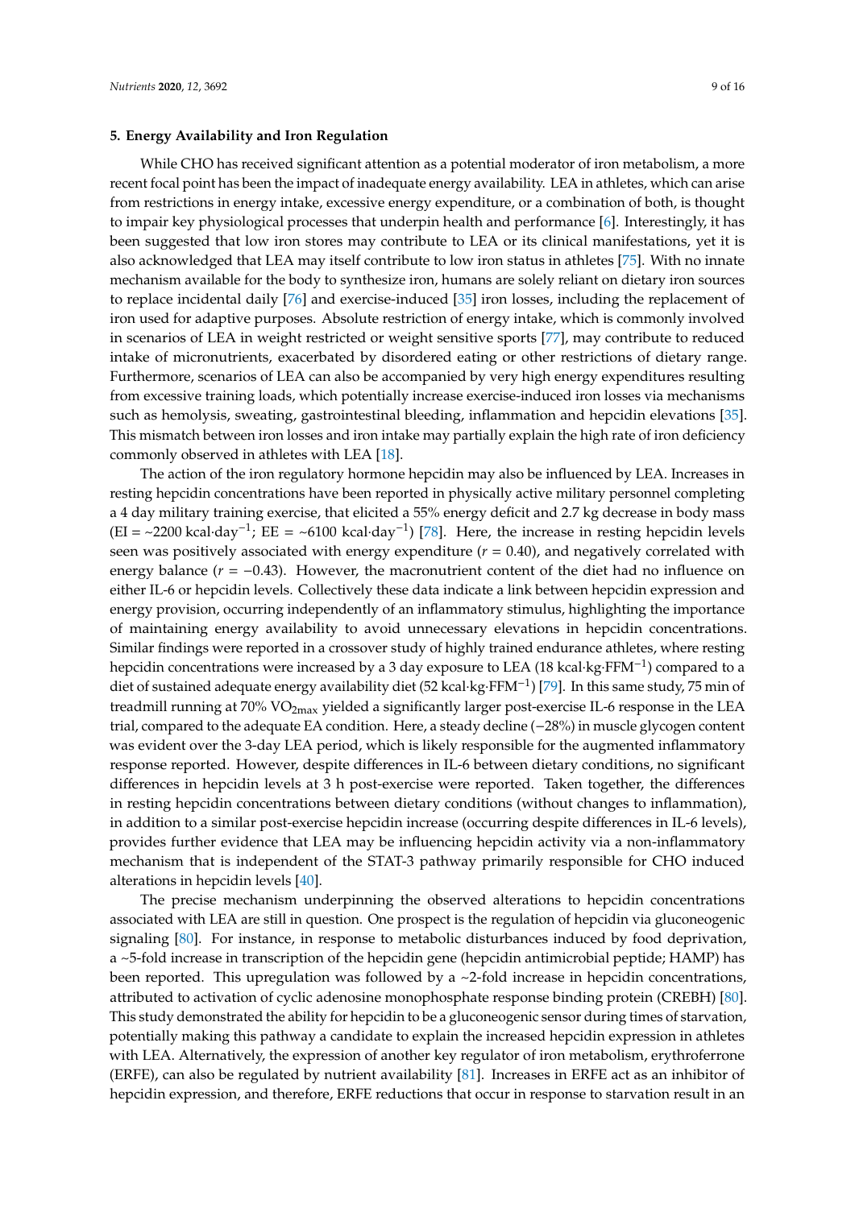## 5. Energy Availability and Iron Regulation

While CHO has received significant attention as a potential moderator of iron metabolism, a more recent focal point has been the impact of inadequate energy availability. LEA in athletes, which can arise from restrictions in energy intake, excessive energy expenditure, or a combination of both, is thought to impair key physiological processes that underpin health and performance [6]. Interestingly, it has been suggested that low iron stores may contribute to LEA or its clinical manifestations, yet it is also acknowledged that LEA may itself contribute to low iron status in athletes [75]. With no innate mechanism available for the body to synthesize iron, humans are solely reliant on dietary iron sources to replace incidental daily [76] and exercise-induced [35] iron losses, including the replacement of iron used for adaptive purposes. Absolute restriction of energy intake, which is commonly involved in scenarios of LEA in weight restricted or weight sensitive sports [77], may contribute to reduced intake of micronutrients, exacerbated by disordered eating or other restrictions of dietary range. Furthermore, scenarios of LEA can also be accompanied by very high energy expenditures resulting from excessive training loads, which potentially increase exercise-induced iron losses via mechanisms such as hemolysis, sweating, gastrointestinal bleeding, inflammation and hepcidin elevations [35]. This mismatch between iron losses and iron intake may partially explain the high rate of iron deficiency commonly observed in athletes with LEA [18].

The action of the iron regulatory hormone hepcidin may also be influenced by LEA. Increases in resting hepcidin concentrations have been reported in physically active military personnel completing a 4 day military training exercise, that elicited a 55% energy deficit and 2.7 kg decrease in body mass (EI = ~2200 kcal·day$^{-1}$; EE = ~6100 kcal·day$^{-1}$) [78]. Here, the increase in resting hepcidin levels seen was positively associated with energy expenditure ($r = 0.40$), and negatively correlated with energy balance ($r = -0.43$). However, the macronutrient content of the diet had no influence on either IL-6 or hepcidin levels. Collectively these data indicate a link between hepcidin expression and energy provision, occurring independently of an inflammatory stimulus, highlighting the importance of maintaining energy availability to avoid unnecessary elevations in hepcidin concentrations. Similar findings were reported in a crossover study of highly trained endurance athletes, where resting hepcidin concentrations were increased by a 3 day exposure to LEA (18 kcal·kg·FFM$^{-1}$) compared to a diet of sustained adequate energy availability diet (52 kcal·kg·FFM$^{-1}$) [79]. In this same study, 75 min of treadmill running at 70% $VO_{2max}$ yielded a significantly larger post-exercise IL-6 response in the LEA trial, compared to the adequate EA condition. Here, a steady decline (−28%) in muscle glycogen content was evident over the 3-day LEA period, which is likely responsible for the augmented inflammatory response reported. However, despite differences in IL-6 between dietary conditions, no significant differences in hepcidin levels at 3 h post-exercise were reported. Taken together, the differences in resting hepcidin concentrations between dietary conditions (without changes to inflammation), in addition to a similar post-exercise hepcidin increase (occurring despite differences in IL-6 levels), provides further evidence that LEA may be influencing hepcidin activity via a non-inflammatory mechanism that is independent of the STAT-3 pathway primarily responsible for CHO induced alterations in hepcidin levels [40].

The precise mechanism underpinning the observed alterations to hepcidin concentrations associated with LEA are still in question. One prospect is the regulation of hepcidin via gluconeogenic signaling [80]. For instance, in response to metabolic disturbances induced by food deprivation, a ~5-fold increase in transcription of the hepcidin gene (hepcidin antimicrobial peptide; HAMP) has been reported. This upregulation was followed by a ~2-fold increase in hepcidin concentrations, attributed to activation of cyclic adenosine monophosphate response binding protein (CREBH) [80]. This study demonstrated the ability for hepcidin to be a gluconeogenic sensor during times of starvation, potentially making this pathway a candidate to explain the increased hepcidin expression in athletes with LEA. Alternatively, the expression of another key regulator of iron metabolism, erythroferrone (ERFE), can also be regulated by nutrient availability [81]. Increases in ERFE act as an inhibitor of hepcidin expression, and therefore, ERFE reductions that occur in response to starvation result in an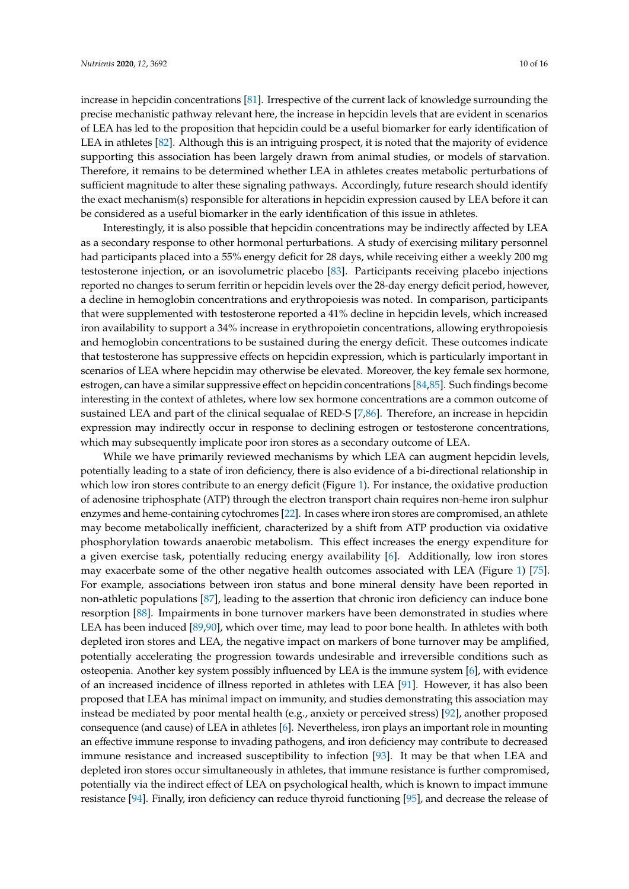increase in hepcidin concentrations [81]. Irrespective of the current lack of knowledge surrounding the precise mechanistic pathway relevant here, the increase in hepcidin levels that are evident in scenarios of LEA has led to the proposition that hepcidin could be a useful biomarker for early identification of LEA in athletes [82]. Although this is an intriguing prospect, it is noted that the majority of evidence supporting this association has been largely drawn from animal studies, or models of starvation. Therefore, it remains to be determined whether LEA in athletes creates metabolic perturbations of sufficient magnitude to alter these signaling pathways. Accordingly, future research should identify the exact mechanism(s) responsible for alterations in hepcidin expression caused by LEA before it can be considered as a useful biomarker in the early identification of this issue in athletes.

Interestingly, it is also possible that hepcidin concentrations may be indirectly affected by LEA as a secondary response to other hormonal perturbations. A study of exercising military personnel had participants placed into a 55% energy deficit for 28 days, while receiving either a weekly 200 mg testosterone injection, or an isovolumetric placebo [83]. Participants receiving placebo injections reported no changes to serum ferritin or hepcidin levels over the 28-day energy deficit period, however, a decline in hemoglobin concentrations and erythropoiesis was noted. In comparison, participants that were supplemented with testosterone reported a 41% decline in hepcidin levels, which increased iron availability to support a 34% increase in erythropoietin concentrations, allowing erythropoiesis and hemoglobin concentrations to be sustained during the energy deficit. These outcomes indicate that testosterone has suppressive effects on hepcidin expression, which is particularly important in scenarios of LEA where hepcidin may otherwise be elevated. Moreover, the key female sex hormone, estrogen, can have a similar suppressive effect on hepcidin concentrations [84,85]. Such findings become interesting in the context of athletes, where low sex hormone concentrations are a common outcome of sustained LEA and part of the clinical sequalae of RED-S [7,86]. Therefore, an increase in hepcidin expression may indirectly occur in response to declining estrogen or testosterone concentrations, which may subsequently implicate poor iron stores as a secondary outcome of LEA.

While we have primarily reviewed mechanisms by which LEA can augment hepcidin levels, potentially leading to a state of iron deficiency, there is also evidence of a bi-directional relationship in which low iron stores contribute to an energy deficit (Figure 1). For instance, the oxidative production of adenosine triphosphate (ATP) through the electron transport chain requires non-heme iron sulphur enzymes and heme-containing cytochromes [22]. In cases where iron stores are compromised, an athlete may become metabolically inefficient, characterized by a shift from ATP production via oxidative phosphorylation towards anaerobic metabolism. This effect increases the energy expenditure for a given exercise task, potentially reducing energy availability [6]. Additionally, low iron stores may exacerbate some of the other negative health outcomes associated with LEA (Figure 1) [75]. For example, associations between iron status and bone mineral density have been reported in non-athletic populations [87], leading to the assertion that chronic iron deficiency can induce bone resorption [88]. Impairments in bone turnover markers have been demonstrated in studies where LEA has been induced [89,90], which over time, may lead to poor bone health. In athletes with both depleted iron stores and LEA, the negative impact on markers of bone turnover may be amplified, potentially accelerating the progression towards undesirable and irreversible conditions such as osteopenia. Another key system possibly influenced by LEA is the immune system [6], with evidence of an increased incidence of illness reported in athletes with LEA [91]. However, it has also been proposed that LEA has minimal impact on immunity, and studies demonstrating this association may instead be mediated by poor mental health (e.g., anxiety or perceived stress) [92], another proposed consequence (and cause) of LEA in athletes [6]. Nevertheless, iron plays an important role in mounting an effective immune response to invading pathogens, and iron deficiency may contribute to decreased immune resistance and increased susceptibility to infection [93]. It may be that when LEA and depleted iron stores occur simultaneously in athletes, that immune resistance is further compromised, potentially via the indirect effect of LEA on psychological health, which is known to impact immune resistance [94]. Finally, iron deficiency can reduce thyroid functioning [95], and decrease the release of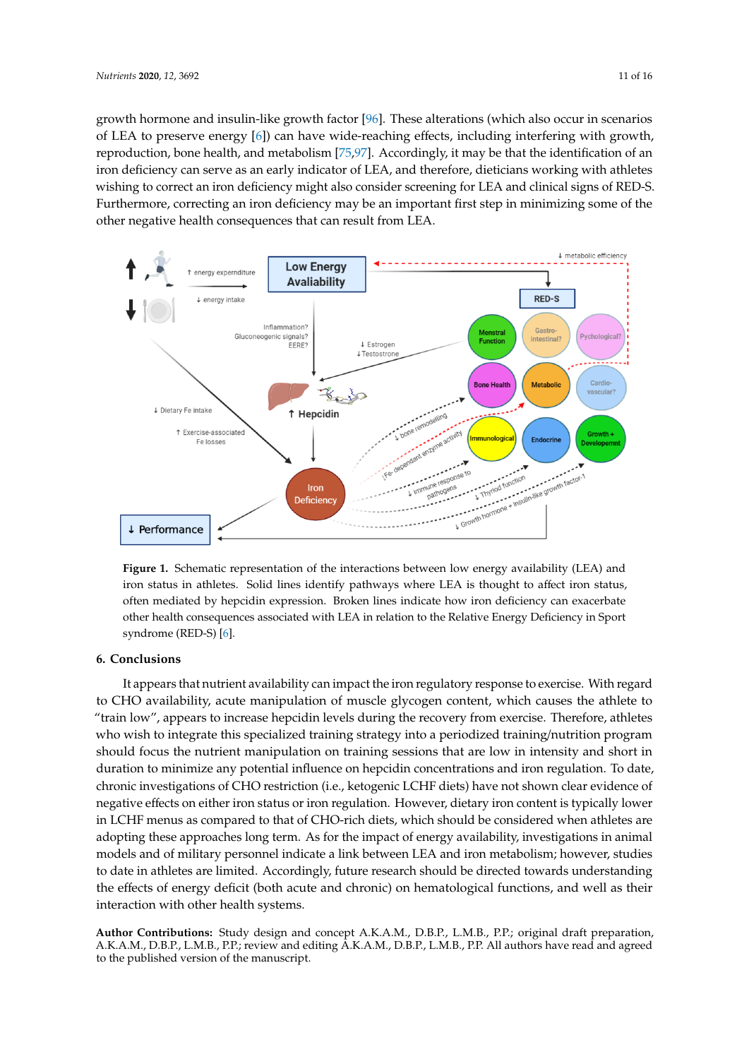growth hormone and insulin-like growth factor [96]. These alterations (which also occur in scenarios of LEA to preserve energy [6]) can have wide-reaching effects, including interfering with growth, reproduction, bone health, and metabolism [75,97]. Accordingly, it may be that the identification of an iron deficiency can serve as an early indicator of LEA, and therefore, dieticians working with athletes wishing to correct an iron deficiency might also consider screening for LEA and clinical signs of RED-S. Furthermore, correcting an iron deficiency may be an important first step in minimizing some of the other negative health consequences that can result from LEA.

**Figure 1.** Schematic representation of the interactions between low energy availability (LEA) and iron status in athletes. Solid lines identify pathways where LEA is thought to affect iron status, often mediated by hepcidin expression. Broken lines indicate how iron deficiency can exacerbate other health consequences associated with LEA in relation to the Relative Energy Deficiency in Sport syndrome (RED-S) [6].

## 6. Conclusions

It appears that nutrient availability can impact the iron regulatory response to exercise. With regard to CHO availability, acute manipulation of muscle glycogen content, which causes the athlete to "train low", appears to increase hepcidin levels during the recovery from exercise. Therefore, athletes who wish to integrate this specialized training strategy into a periodized training/nutrition program should focus the nutrient manipulation on training sessions that are low in intensity and short in duration to minimize any potential influence on hepcidin concentrations and iron regulation. To date, chronic investigations of CHO restriction (i.e., ketogenic LCHF diets) have not shown clear evidence of negative effects on either iron status or iron regulation. However, dietary iron content is typically lower in LCHF menus as compared to that of CHO-rich diets, which should be considered when athletes are adopting these approaches long term. As for the impact of energy availability, investigations in animal models and of military personnel indicate a link between LEA and iron metabolism; however, studies to date in athletes are limited. Accordingly, future research should be directed towards understanding the effects of energy deficit (both acute and chronic) on hematological functions, and well as their interaction with other health systems.

**Author Contributions:** Study design and concept A.K.A.M., D.B.P., L.M.B., P.P.; original draft preparation, A.K.A.M., D.B.P., L.M.B., P.P.; review and editing A.K.A.M., D.B.P., L.M.B., P.P. All authors have read and agreed to the published version of the manuscript.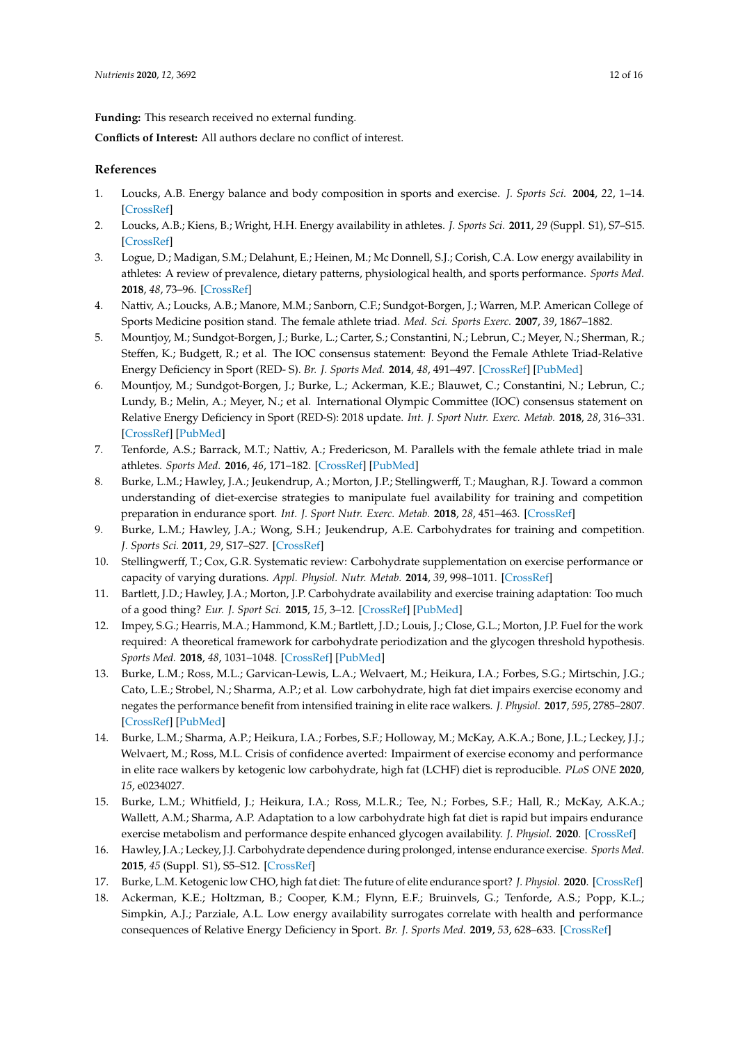**Funding:** This research received no external funding.

**Conflicts of Interest:** All authors declare no conflict of interest.

## References

1. Loucks, A.B. Energy balance and body composition in sports and exercise. *J. Sports Sci.* **2004**, *22*, 1–14. [CrossRef]
2. Loucks, A.B.; Kiens, B.; Wright, H.H. Energy availability in athletes. *J. Sports Sci.* **2011**, *29* (Suppl. S1), S7–S15. [CrossRef]
3. Logue, D.; Madigan, S.M.; Delahunt, E.; Heinen, M.; Mc Donnell, S.J.; Corish, C.A. Low energy availability in athletes: A review of prevalence, dietary patterns, physiological health, and sports performance. *Sports Med.* **2018**, *48*, 73–96. [CrossRef]
4. Nattiv, A.; Loucks, A.B.; Manore, M.M.; Sanborn, C.F.; Sundgot-Borgen, J.; Warren, M.P. American College of Sports Medicine position stand. The female athlete triad. *Med. Sci. Sports Exerc.* **2007**, *39*, 1867–1882.
5. Mountjoy, M.; Sundgot-Borgen, J.; Burke, L.; Carter, S.; Constantini, N.; Lebrun, C.; Meyer, N.; Sherman, R.; Steffen, K.; Budgett, R.; et al. The IOC consensus statement: Beyond the Female Athlete Triad-Relative Energy Deficiency in Sport (RED- S). *Br. J. Sports Med.* **2014**, *48*, 491–497. [CrossRef] [PubMed]
6. Mountjoy, M.; Sundgot-Borgen, J.; Burke, L.; Ackerman, K.E.; Blauwet, C.; Constantini, N.; Lebrun, C.; Lundy, B.; Melin, A.; Meyer, N.; et al. International Olympic Committee (IOC) consensus statement on Relative Energy Deficiency in Sport (RED-S): 2018 update. *Int. J. Sport Nutr. Exerc. Metab.* **2018**, *28*, 316–331. [CrossRef] [PubMed]
7. Tenforde, A.S.; Barrack, M.T.; Nattiv, A.; Fredericson, M. Parallels with the female athlete triad in male athletes. *Sports Med.* **2016**, *46*, 171–182. [CrossRef] [PubMed]
8. Burke, L.M.; Hawley, J.A.; Jeukendrup, A.; Morton, J.P.; Stellingwerff, T.; Maughan, R.J. Toward a common understanding of diet-exercise strategies to manipulate fuel availability for training and competition preparation in endurance sport. *Int. J. Sport Nutr. Exerc. Metab.* **2018**, *28*, 451–463. [CrossRef]
9. Burke, L.M.; Hawley, J.A.; Wong, S.H.; Jeukendrup, A.E. Carbohydrates for training and competition. *J. Sports Sci.* **2011**, *29*, S17–S27. [CrossRef]
10. Stellingwerff, T.; Cox, G.R. Systematic review: Carbohydrate supplementation on exercise performance or capacity of varying durations. *Appl. Physiol. Nutr. Metab.* **2014**, *39*, 998–1011. [CrossRef]
11. Bartlett, J.D.; Hawley, J.A.; Morton, J.P. Carbohydrate availability and exercise training adaptation: Too much of a good thing? *Eur. J. Sport Sci.* **2015**, *15*, 3–12. [CrossRef] [PubMed]
12. Impey, S.G.; Hearris, M.A.; Hammond, K.M.; Bartlett, J.D.; Louis, J.; Close, G.L.; Morton, J.P. Fuel for the work required: A theoretical framework for carbohydrate periodization and the glycogen threshold hypothesis. *Sports Med.* **2018**, *48*, 1031–1048. [CrossRef] [PubMed]
13. Burke, L.M.; Ross, M.L.; Garvican-Lewis, L.A.; Welvaert, M.; Heikura, I.A.; Forbes, S.G.; Mirtschin, J.G.; Cato, L.E.; Strobel, N.; Sharma, A.P.; et al. Low carbohydrate, high fat diet impairs exercise economy and negates the performance benefit from intensified training in elite race walkers. *J. Physiol.* **2017**, *595*, 2785–2807. [CrossRef] [PubMed]
14. Burke, L.M.; Sharma, A.P.; Heikura, I.A.; Forbes, S.F.; Holloway, M.; McKay, A.K.A.; Bone, J.L.; Leckey, J.J.; Welvaert, M.; Ross, M.L. Crisis of confidence averted: Impairment of exercise economy and performance in elite race walkers by ketogenic low carbohydrate, high fat (LCHF) diet is reproducible. *PLoS ONE* **2020**, *15*, e0234027.
15. Burke, L.M.; Whitfield, J.; Heikura, I.A.; Ross, M.L.R.; Tee, N.; Forbes, S.F.; Hall, R.; McKay, A.K.A.; Wallett, A.M.; Sharma, A.P. Adaptation to a low carbohydrate high fat diet is rapid but impairs endurance exercise metabolism and performance despite enhanced glycogen availability. *J. Physiol.* **2020**. [CrossRef]
16. Hawley, J.A.; Leckey, J.J. Carbohydrate dependence during prolonged, intense endurance exercise. *Sports Med.* **2015**, *45* (Suppl. S1), S5–S12. [CrossRef]
17. Burke, L.M. Ketogenic low CHO, high fat diet: The future of elite endurance sport? *J. Physiol.* **2020**. [CrossRef]
18. Ackerman, K.E.; Holtzman, B.; Cooper, K.M.; Flynn, E.F.; Bruinvels, G.; Tenforde, A.S.; Popp, K.L.; Simpkin, A.J.; Parziale, A.L. Low energy availability surrogates correlate with health and performance consequences of Relative Energy Deficiency in Sport. *Br. J. Sports Med.* **2019**, *53*, 628–633. [CrossRef]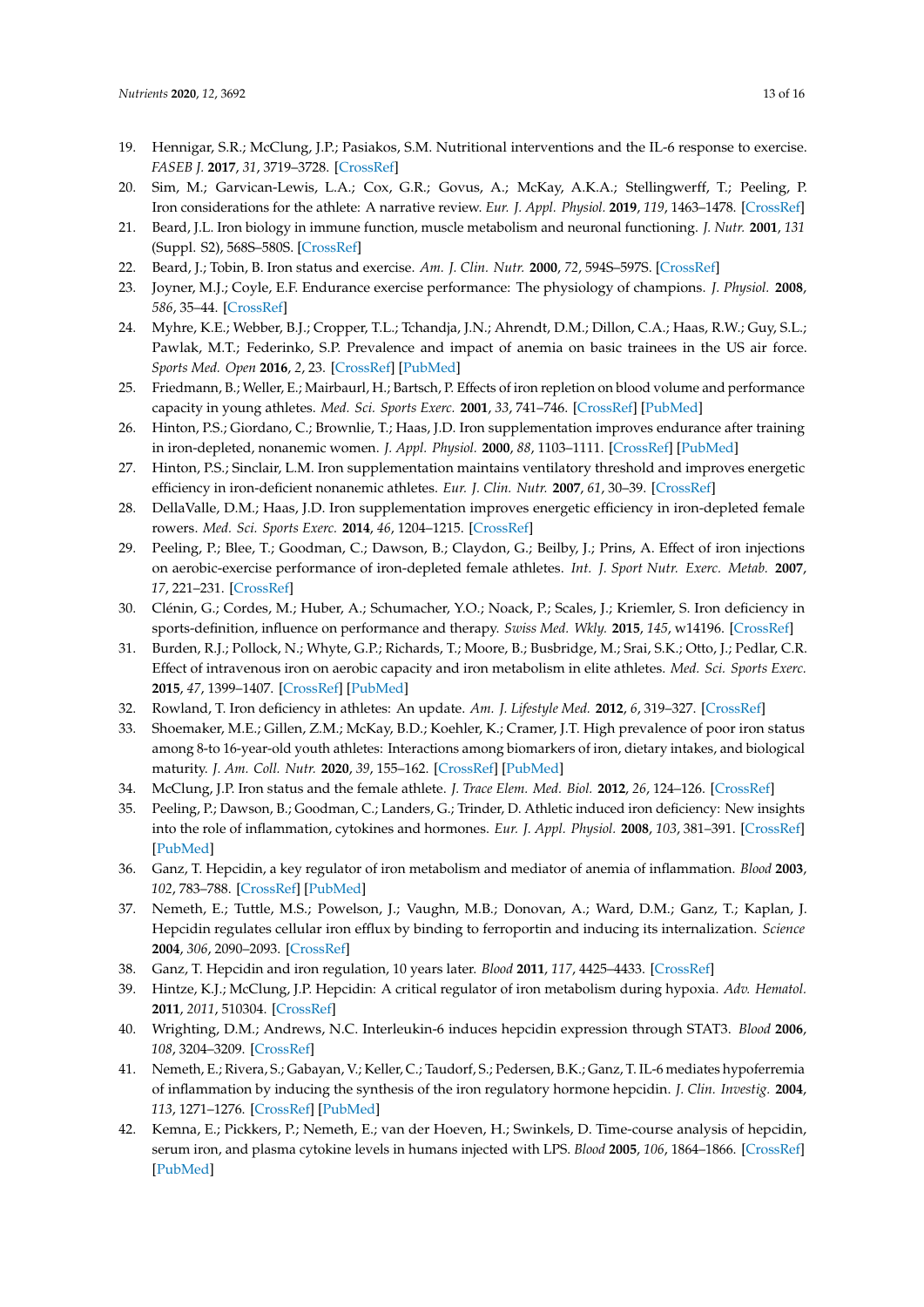19. Hennigar, S.R.; McClung, J.P.; Pasiakos, S.M. Nutritional interventions and the IL-6 response to exercise. *FASEB J.* **2017**, *31*, 3719–3728. [CrossRef]
20. Sim, M.; Garvican-Lewis, L.A.; Cox, G.R.; Govus, A.; McKay, A.K.A.; Stellingwerff, T.; Peeling, P. Iron considerations for the athlete: A narrative review. *Eur. J. Appl. Physiol.* **2019**, *119*, 1463–1478. [CrossRef]
21. Beard, J.L. Iron biology in immune function, muscle metabolism and neuronal functioning. *J. Nutr.* **2001**, *131* (Suppl. S2), 568S–580S. [CrossRef]
22. Beard, J.; Tobin, B. Iron status and exercise. *Am. J. Clin. Nutr.* **2000**, *72*, 594S–597S. [CrossRef]
23. Joyner, M.J.; Coyle, E.F. Endurance exercise performance: The physiology of champions. *J. Physiol.* **2008**, *586*, 35–44. [CrossRef]
24. Myhre, K.E.; Webber, B.J.; Cropper, T.L.; Tchandja, J.N.; Ahrendt, D.M.; Dillon, C.A.; Haas, R.W.; Guy, S.L.; Pawlak, M.T.; Federinko, S.P. Prevalence and impact of anemia on basic trainees in the US air force. *Sports Med. Open* **2016**, *2*, 23. [CrossRef] [PubMed]
25. Friedmann, B.; Weller, E.; Mairbaurl, H.; Bartsch, P. Effects of iron repletion on blood volume and performance capacity in young athletes. *Med. Sci. Sports Exerc.* **2001**, *33*, 741–746. [CrossRef] [PubMed]
26. Hinton, P.S.; Giordano, C.; Brownlie, T.; Haas, J.D. Iron supplementation improves endurance after training in iron-depleted, nonanemic women. *J. Appl. Physiol.* **2000**, *88*, 1103–1111. [CrossRef] [PubMed]
27. Hinton, P.S.; Sinclair, L.M. Iron supplementation maintains ventilatory threshold and improves energetic efficiency in iron-deficient nonanemic athletes. *Eur. J. Clin. Nutr.* **2007**, *61*, 30–39. [CrossRef]
28. DellaValle, D.M.; Haas, J.D. Iron supplementation improves energetic efficiency in iron-depleted female rowers. *Med. Sci. Sports Exerc.* **2014**, *46*, 1204–1215. [CrossRef]
29. Peeling, P.; Blee, T.; Goodman, C.; Dawson, B.; Claydon, G.; Beilby, J.; Prins, A. Effect of iron injections on aerobic-exercise performance of iron-depleted female athletes. *Int. J. Sport Nutr. Exerc. Metab.* **2007**, *17*, 221–231. [CrossRef]
30. Clénin, G.; Cordes, M.; Huber, A.; Schumacher, Y.O.; Noack, P.; Scales, J.; Kriemler, S. Iron deficiency in sports-definition, influence on performance and therapy. *Swiss Med. Wkly.* **2015**, *145*, w14196. [CrossRef]
31. Burden, R.J.; Pollock, N.; Whyte, G.P.; Richards, T.; Moore, B.; Busbridge, M.; Srai, S.K.; Otto, J.; Pedlar, C.R. Effect of intravenous iron on aerobic capacity and iron metabolism in elite athletes. *Med. Sci. Sports Exerc.* **2015**, *47*, 1399–1407. [CrossRef] [PubMed]
32. Rowland, T. Iron deficiency in athletes: An update. *Am. J. Lifestyle Med.* **2012**, *6*, 319–327. [CrossRef]
33. Shoemaker, M.E.; Gillen, Z.M.; McKay, B.D.; Koehler, K.; Cramer, J.T. High prevalence of poor iron status among 8-to 16-year-old youth athletes: Interactions among biomarkers of iron, dietary intakes, and biological maturity. *J. Am. Coll. Nutr.* **2020**, *39*, 155–162. [CrossRef] [PubMed]
34. McClung, J.P. Iron status and the female athlete. *J. Trace Elem. Med. Biol.* **2012**, *26*, 124–126. [CrossRef]
35. Peeling, P.; Dawson, B.; Goodman, C.; Landers, G.; Trinder, D. Athletic induced iron deficiency: New insights into the role of inflammation, cytokines and hormones. *Eur. J. Appl. Physiol.* **2008**, *103*, 381–391. [CrossRef] [PubMed]
36. Ganz, T. Hepcidin, a key regulator of iron metabolism and mediator of anemia of inflammation. *Blood* **2003**, *102*, 783–788. [CrossRef] [PubMed]
37. Nemeth, E.; Tuttle, M.S.; Powelson, J.; Vaughn, M.B.; Donovan, A.; Ward, D.M.; Ganz, T.; Kaplan, J. Hepcidin regulates cellular iron efflux by binding to ferroportin and inducing its internalization. *Science* **2004**, *306*, 2090–2093. [CrossRef]
38. Ganz, T. Hepcidin and iron regulation, 10 years later. *Blood* **2011**, *117*, 4425–4433. [CrossRef]
39. Hintze, K.J.; McClung, J.P. Hepcidin: A critical regulator of iron metabolism during hypoxia. *Adv. Hematol.* **2011**, *2011*, 510304. [CrossRef]
40. Wrighting, D.M.; Andrews, N.C. Interleukin-6 induces hepcidin expression through STAT3. *Blood* **2006**, *108*, 3204–3209. [CrossRef]
41. Nemeth, E.; Rivera, S.; Gabayan, V.; Keller, C.; Taudorf, S.; Pedersen, B.K.; Ganz, T. IL-6 mediates hypoferremia of inflammation by inducing the synthesis of the iron regulatory hormone hepcidin. *J. Clin. Investig.* **2004**, *113*, 1271–1276. [CrossRef] [PubMed]
42. Kemna, E.; Pickkers, P.; Nemeth, E.; van der Hoeven, H.; Swinkels, D. Time-course analysis of hepcidin, serum iron, and plasma cytokine levels in humans injected with LPS. *Blood* **2005**, *106*, 1864–1866. [CrossRef] [PubMed]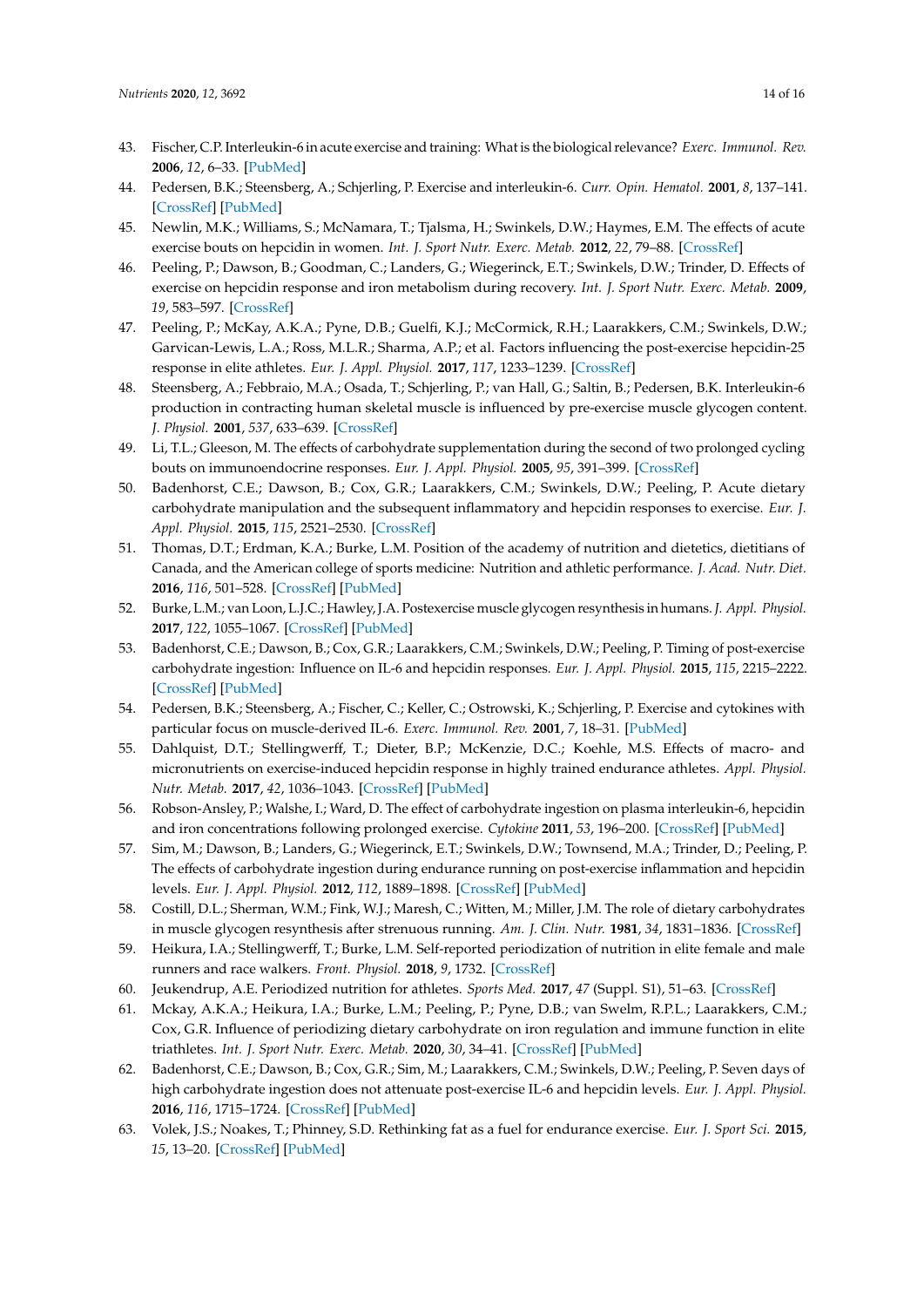43. Fischer, C.P. Interleukin-6 in acute exercise and training: What is the biological relevance? *Exerc. Immunol. Rev.* **2006**, *12*, 6–33. [PubMed]
44. Pedersen, B.K.; Steensberg, A.; Schjerling, P. Exercise and interleukin-6. *Curr. Opin. Hematol.* **2001**, *8*, 137–141. [CrossRef] [PubMed]
45. Newlin, M.K.; Williams, S.; McNamara, T.; Tjalsma, H.; Swinkels, D.W.; Haymes, E.M. The effects of acute exercise bouts on hepcidin in women. *Int. J. Sport Nutr. Exerc. Metab.* **2012**, *22*, 79–88. [CrossRef]
46. Peeling, P.; Dawson, B.; Goodman, C.; Landers, G.; Wiegerinck, E.T.; Swinkels, D.W.; Trinder, D. Effects of exercise on hepcidin response and iron metabolism during recovery. *Int. J. Sport Nutr. Exerc. Metab.* **2009**, *19*, 583–597. [CrossRef]
47. Peeling, P.; McKay, A.K.A.; Pyne, D.B.; Guelfi, K.J.; McCormick, R.H.; Laarakkers, C.M.; Swinkels, D.W.; Garvican-Lewis, L.A.; Ross, M.L.R.; Sharma, A.P.; et al. Factors influencing the post-exercise hepcidin-25 response in elite athletes. *Eur. J. Appl. Physiol.* **2017**, *117*, 1233–1239. [CrossRef]
48. Steensberg, A.; Febbraio, M.A.; Osada, T.; Schjerling, P.; van Hall, G.; Saltin, B.; Pedersen, B.K. Interleukin-6 production in contracting human skeletal muscle is influenced by pre-exercise muscle glycogen content. *J. Physiol.* **2001**, *537*, 633–639. [CrossRef]
49. Li, T.L.; Gleeson, M. The effects of carbohydrate supplementation during the second of two prolonged cycling bouts on immunoendocrine responses. *Eur. J. Appl. Physiol.* **2005**, *95*, 391–399. [CrossRef]
50. Badenhorst, C.E.; Dawson, B.; Cox, G.R.; Laarakkers, C.M.; Swinkels, D.W.; Peeling, P. Acute dietary carbohydrate manipulation and the subsequent inflammatory and hepcidin responses to exercise. *Eur. J. Appl. Physiol.* **2015**, *115*, 2521–2530. [CrossRef]
51. Thomas, D.T.; Erdman, K.A.; Burke, L.M. Position of the academy of nutrition and dietetics, dietitians of Canada, and the American college of sports medicine: Nutrition and athletic performance. *J. Acad. Nutr. Diet.* **2016**, *116*, 501–528. [CrossRef] [PubMed]
52. Burke, L.M.; van Loon, L.J.C.; Hawley, J.A. Postexercise muscle glycogen resynthesis in humans. *J. Appl. Physiol.* **2017**, *122*, 1055–1067. [CrossRef] [PubMed]
53. Badenhorst, C.E.; Dawson, B.; Cox, G.R.; Laarakkers, C.M.; Swinkels, D.W.; Peeling, P. Timing of post-exercise carbohydrate ingestion: Influence on IL-6 and hepcidin responses. *Eur. J. Appl. Physiol.* **2015**, *115*, 2215–2222. [CrossRef] [PubMed]
54. Pedersen, B.K.; Steensberg, A.; Fischer, C.; Keller, C.; Ostrowski, K.; Schjerling, P. Exercise and cytokines with particular focus on muscle-derived IL-6. *Exerc. Immunol. Rev.* **2001**, *7*, 18–31. [PubMed]
55. Dahlquist, D.T.; Stellingwerff, T.; Dieter, B.P.; McKenzie, D.C.; Koehle, M.S. Effects of macro- and micronutrients on exercise-induced hepcidin response in highly trained endurance athletes. *Appl. Physiol. Nutr. Metab.* **2017**, *42*, 1036–1043. [CrossRef] [PubMed]
56. Robson-Ansley, P.; Walshe, I.; Ward, D. The effect of carbohydrate ingestion on plasma interleukin-6, hepcidin and iron concentrations following prolonged exercise. *Cytokine* **2011**, *53*, 196–200. [CrossRef] [PubMed]
57. Sim, M.; Dawson, B.; Landers, G.; Wiegerinck, E.T.; Swinkels, D.W.; Townsend, M.A.; Trinder, D.; Peeling, P. The effects of carbohydrate ingestion during endurance running on post-exercise inflammation and hepcidin levels. *Eur. J. Appl. Physiol.* **2012**, *112*, 1889–1898. [CrossRef] [PubMed]
58. Costill, D.L.; Sherman, W.M.; Fink, W.J.; Maresh, C.; Witten, M.; Miller, J.M. The role of dietary carbohydrates in muscle glycogen resynthesis after strenuous running. *Am. J. Clin. Nutr.* **1981**, *34*, 1831–1836. [CrossRef]
59. Heikura, I.A.; Stellingwerff, T.; Burke, L.M. Self-reported periodization of nutrition in elite female and male runners and race walkers. *Front. Physiol.* **2018**, *9*, 1732. [CrossRef]
60. Jeukendrup, A.E. Periodized nutrition for athletes. *Sports Med.* **2017**, *47* (Suppl. S1), 51–63. [CrossRef]
61. Mckay, A.K.A.; Heikura, I.A.; Burke, L.M.; Peeling, P.; Pyne, D.B.; van Swelm, R.P.L.; Laarakkers, C.M.; Cox, G.R. Influence of periodizing dietary carbohydrate on iron regulation and immune function in elite triathletes. *Int. J. Sport Nutr. Exerc. Metab.* **2020**, *30*, 34–41. [CrossRef] [PubMed]
62. Badenhorst, C.E.; Dawson, B.; Cox, G.R.; Sim, M.; Laarakkers, C.M.; Swinkels, D.W.; Peeling, P. Seven days of high carbohydrate ingestion does not attenuate post-exercise IL-6 and hepcidin levels. *Eur. J. Appl. Physiol.* **2016**, *116*, 1715–1724. [CrossRef] [PubMed]
63. Volek, J.S.; Noakes, T.; Phinney, S.D. Rethinking fat as a fuel for endurance exercise. *Eur. J. Sport Sci.* **2015**, *15*, 13–20. [CrossRef] [PubMed]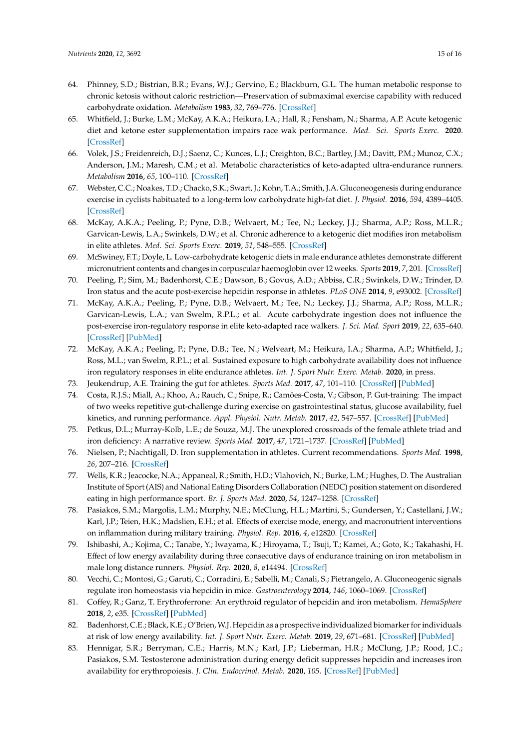64. Phinney, S.D.; Bistrian, B.R.; Evans, W.J.; Gervino, E.; Blackburn, G.L. The human metabolic response to chronic ketosis without caloric restriction—Preservation of submaximal exercise capability with reduced carbohydrate oxidation. *Metabolism* **1983**, *32*, 769–776. [CrossRef]
65. Whitfield, J.; Burke, L.M.; McKay, A.K.A.; Heikura, I.A.; Hall, R.; Fensham, N.; Sharma, A.P. Acute ketogenic diet and ketone ester supplementation impairs race wak performance. *Med. Sci. Sports Exerc.* **2020**. [CrossRef]
66. Volek, J.S.; Freidenreich, D.J.; Saenz, C.; Kunces, L.J.; Creighton, B.C.; Bartley, J.M.; Davitt, P.M.; Munoz, C.X.; Anderson, J.M.; Maresh, C.M.; et al. Metabolic characteristics of keto-adapted ultra-endurance runners. *Metabolism* **2016**, *65*, 100–110. [CrossRef]
67. Webster, C.C.; Noakes, T.D.; Chacko, S.K.; Swart, J.; Kohn, T.A.; Smith, J.A. Gluconeogenesis during endurance exercise in cyclists habituated to a long-term low carbohydrate high-fat diet. *J. Physiol.* **2016**, *594*, 4389–4405. [CrossRef]
68. McKay, A.K.A.; Peeling, P.; Pyne, D.B.; Welvaert, M.; Tee, N.; Leckey, J.J.; Sharma, A.P.; Ross, M.L.R.; Garvican-Lewis, L.A.; Swinkels, D.W.; et al. Chronic adherence to a ketogenic diet modifies iron metabolism in elite athletes. *Med. Sci. Sports Exerc.* **2019**, *51*, 548–555. [CrossRef]
69. McSwiney, F.T.; Doyle, L. Low-carbohydrate ketogenic diets in male endurance athletes demonstrate different micronutrient contents and changes in corpuscular haemoglobin over 12 weeks. *Sports* **2019**, *7*, 201. [CrossRef]
70. Peeling, P.; Sim, M.; Badenhorst, C.E.; Dawson, B.; Govus, A.D.; Abbiss, C.R.; Swinkels, D.W.; Trinder, D. Iron status and the acute post-exercise hepcidin response in athletes. *PLoS ONE* **2014**, *9*, e93002. [CrossRef]
71. McKay, A.K.A.; Peeling, P.; Pyne, D.B.; Welvaert, M.; Tee, N.; Leckey, J.J.; Sharma, A.P.; Ross, M.L.R.; Garvican-Lewis, L.A.; van Swelm, R.P.L.; et al. Acute carbohydrate ingestion does not influence the post-exercise iron-regulatory response in elite keto-adapted race walkers. *J. Sci. Med. Sport* **2019**, *22*, 635–640. [CrossRef] [PubMed]
72. McKay, A.K.A.; Peeling, P.; Pyne, D.B.; Tee, N.; Welveart, M.; Heikura, I.A.; Sharma, A.P.; Whitfield, J.; Ross, M.L.; van Swelm, R.P.L.; et al. Sustained exposure to high carbohydrate availability does not influence iron regulatory responses in elite endurance athletes. *Int. J. Sport Nutr. Exerc. Metab.* **2020**, in press.
73. Jeukendrup, A.E. Training the gut for athletes. *Sports Med.* **2017**, *47*, 101–110. [CrossRef] [PubMed]
74. Costa, R.J.S.; Miall, A.; Khoo, A.; Rauch, C.; Snipe, R.; Camões-Costa, V.; Gibson, P. Gut-training: The impact of two weeks repetitive gut-challenge during exercise on gastrointestinal status, glucose availability, fuel kinetics, and running performance. *Appl. Physiol. Nutr. Metab.* **2017**, *42*, 547–557. [CrossRef] [PubMed]
75. Petkus, D.L.; Murray-Kolb, L.E.; de Souza, M.J. The unexplored crossroads of the female athlete triad and iron deficiency: A narrative review. *Sports Med.* **2017**, *47*, 1721–1737. [CrossRef] [PubMed]
76. Nielsen, P.; Nachtigall, D. Iron supplementation in athletes. Current recommendations. *Sports Med.* **1998**, *26*, 207–216. [CrossRef]
77. Wells, K.R.; Jeacocke, N.A.; Appaneal, R.; Smith, H.D.; Vlahovich, N.; Burke, L.M.; Hughes, D. The Australian Institute of Sport (AIS) and National Eating Disorders Collaboration (NEDC) position statement on disordered eating in high performance sport. *Br. J. Sports Med.* **2020**, *54*, 1247–1258. [CrossRef]
78. Pasiakos, S.M.; Margolis, L.M.; Murphy, N.E.; McClung, H.L.; Martini, S.; Gundersen, Y.; Castellani, J.W.; Karl, J.P.; Teien, H.K.; Madslien, E.H.; et al. Effects of exercise mode, energy, and macronutrient interventions on inflammation during military training. *Physiol. Rep.* **2016**, *4*, e12820. [CrossRef]
79. Ishibashi, A.; Kojima, C.; Tanabe, Y.; Iwayama, K.; Hiroyama, T.; Tsuji, T.; Kamei, A.; Goto, K.; Takahashi, H. Effect of low energy availability during three consecutive days of endurance training on iron metabolism in male long distance runners. *Physiol. Rep.* **2020**, *8*, e14494. [CrossRef]
80. Vecchi, C.; Montosi, G.; Garuti, C.; Corradini, E.; Sabelli, M.; Canali, S.; Pietrangelo, A. Gluconeogenic signals regulate iron homeostasis via hepcidin in mice. *Gastroenterology* **2014**, *146*, 1060–1069. [CrossRef]
81. Coffey, R.; Ganz, T. Erythroferrone: An erythroid regulator of hepcidin and iron metabolism. *HemaSphere* **2018**, *2*, e35. [CrossRef] [PubMed]
82. Badenhorst, C.E.; Black, K.E.; O'Brien, W.J. Hepcidin as a prospective individualized biomarker for individuals at risk of low energy availability. *Int. J. Sport Nutr. Exerc. Metab.* **2019**, *29*, 671–681. [CrossRef] [PubMed]
83. Hennigar, S.R.; Berryman, C.E.; Harris, M.N.; Karl, J.P.; Lieberman, H.R.; McClung, J.P.; Rood, J.C.; Pasiakos, S.M. Testosterone administration during energy deficit suppresses hepcidin and increases iron availability for erythropoiesis. *J. Clin. Endocrinol. Metab.* **2020**, *105*. [CrossRef] [PubMed]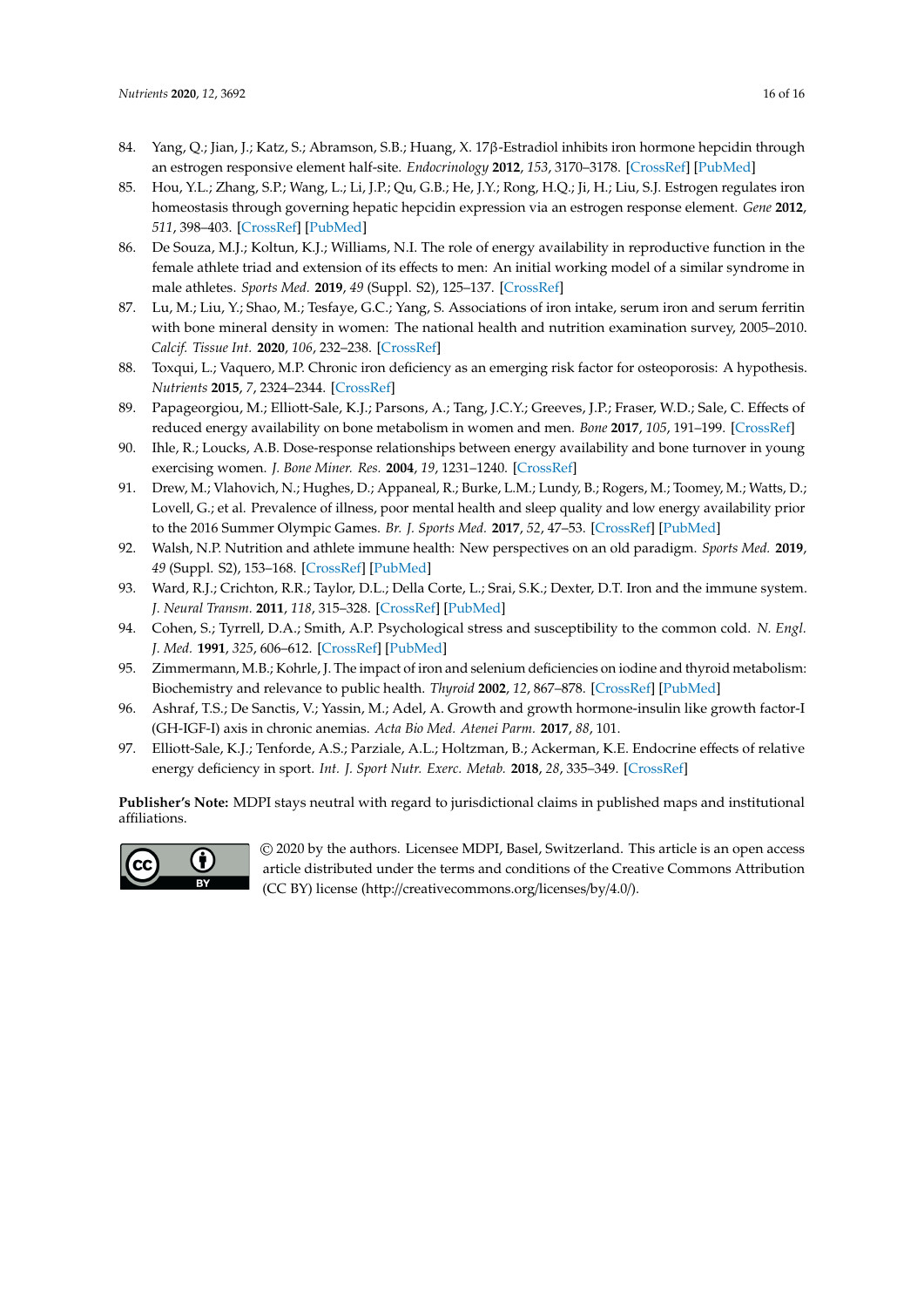84. Yang, Q.; Jian, J.; Katz, S.; Abramson, S.B.; Huang, X. 17β-Estradiol inhibits iron hormone hepcidin through an estrogen responsive element half-site. *Endocrinology* **2012**, *153*, 3170–3178. [CrossRef] [PubMed]
85. Hou, Y.L.; Zhang, S.P.; Wang, L.; Li, J.P.; Qu, G.B.; He, J.Y.; Rong, H.Q.; Ji, H.; Liu, S.J. Estrogen regulates iron homeostasis through governing hepatic hepcidin expression via an estrogen response element. *Gene* **2012**, *511*, 398–403. [CrossRef] [PubMed]
86. De Souza, M.J.; Koltun, K.J.; Williams, N.I. The role of energy availability in reproductive function in the female athlete triad and extension of its effects to men: An initial working model of a similar syndrome in male athletes. *Sports Med.* **2019**, *49* (Suppl. S2), 125–137. [CrossRef]
87. Lu, M.; Liu, Y.; Shao, M.; Tesfaye, G.C.; Yang, S. Associations of iron intake, serum iron and serum ferritin with bone mineral density in women: The national health and nutrition examination survey, 2005–2010. *Calcif. Tissue Int.* **2020**, *106*, 232–238. [CrossRef]
88. Toxqui, L.; Vaquero, M.P. Chronic iron deficiency as an emerging risk factor for osteoporosis: A hypothesis. *Nutrients* **2015**, *7*, 2324–2344. [CrossRef]
89. Papageorgiou, M.; Elliott-Sale, K.J.; Parsons, A.; Tang, J.C.Y.; Greeves, J.P.; Fraser, W.D.; Sale, C. Effects of reduced energy availability on bone metabolism in women and men. *Bone* **2017**, *105*, 191–199. [CrossRef]
90. Ihle, R.; Loucks, A.B. Dose-response relationships between energy availability and bone turnover in young exercising women. *J. Bone Miner. Res.* **2004**, *19*, 1231–1240. [CrossRef]
91. Drew, M.; Vlahovich, N.; Hughes, D.; Appaneal, R.; Burke, L.M.; Lundy, B.; Rogers, M.; Toomey, M.; Watts, D.; Lovell, G.; et al. Prevalence of illness, poor mental health and sleep quality and low energy availability prior to the 2016 Summer Olympic Games. *Br. J. Sports Med.* **2017**, *52*, 47–53. [CrossRef] [PubMed]
92. Walsh, N.P. Nutrition and athlete immune health: New perspectives on an old paradigm. *Sports Med.* **2019**, *49* (Suppl. S2), 153–168. [CrossRef] [PubMed]
93. Ward, R.J.; Crichton, R.R.; Taylor, D.L.; Della Corte, L.; Srai, S.K.; Dexter, D.T. Iron and the immune system. *J. Neural Transm.* **2011**, *118*, 315–328. [CrossRef] [PubMed]
94. Cohen, S.; Tyrrell, D.A.; Smith, A.P. Psychological stress and susceptibility to the common cold. *N. Engl. J. Med.* **1991**, *325*, 606–612. [CrossRef] [PubMed]
95. Zimmermann, M.B.; Kohrle, J. The impact of iron and selenium deficiencies on iodine and thyroid metabolism: Biochemistry and relevance to public health. *Thyroid* **2002**, *12*, 867–878. [CrossRef] [PubMed]
96. Ashraf, T.S.; De Sanctis, V.; Yassin, M.; Adel, A. Growth and growth hormone-insulin like growth factor-I (GH-IGF-I) axis in chronic anemias. *Acta Bio Med. Atenei Parm.* **2017**, *88*, 101.
97. Elliott-Sale, K.J.; Tenforde, A.S.; Parziale, A.L.; Holtzman, B.; Ackerman, K.E. Endocrine effects of relative energy deficiency in sport. *Int. J. Sport Nutr. Exerc. Metab.* **2018**, *28*, 335–349. [CrossRef]

**Publisher's Note:** MDPI stays neutral with regard to jurisdictional claims in published maps and institutional affiliations.

© 2020 by the authors. Licensee MDPI, Basel, Switzerland. This article is an open access article distributed under the terms and conditions of the Creative Commons Attribution (CC BY) license (http://creativecommons.org/licenses/by/4.0/).